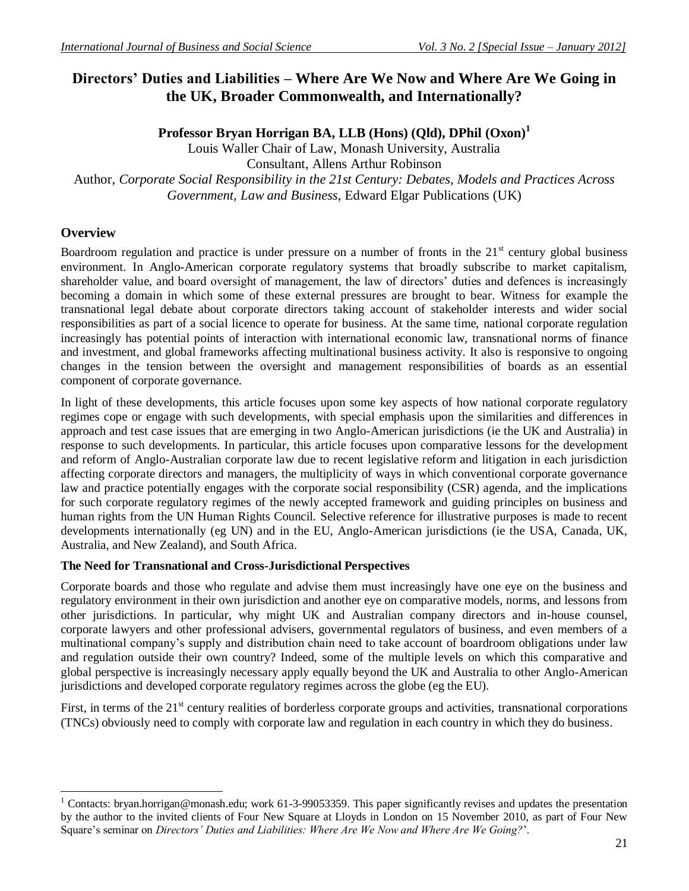# Directors' Duties and Liabilities – Where Are We Now and Where Are We Going in the UK, Broader Commonwealth, and Internationally?

**Professor Bryan Horrigan BA, LLB (Hons) (Qld), DPhil (Oxon)[1]**

Louis Waller Chair of Law, Monash University, Australia

Consultant, Allens Arthur Robinson

Author, *Corporate Social Responsibility in the 21st Century: Debates, Models and Practices Across Government, Law and Business*, Edward Elgar Publications (UK)

## Overview

Boardroom regulation and practice is under pressure on a number of fronts in the 21st century global business environment. In Anglo-American corporate regulatory systems that broadly subscribe to market capitalism, shareholder value, and board oversight of management, the law of directors' duties and defences is increasingly becoming a domain in which some of these external pressures are brought to bear. Witness for example the transnational legal debate about corporate directors taking account of stakeholder interests and wider social responsibilities as part of a social licence to operate for business. At the same time, national corporate regulation increasingly has potential points of interaction with international economic law, transnational norms of finance and investment, and global frameworks affecting multinational business activity. It also is responsive to ongoing changes in the tension between the oversight and management responsibilities of boards as an essential component of corporate governance.

In light of these developments, this article focuses upon some key aspects of how national corporate regulatory regimes cope or engage with such developments, with special emphasis upon the similarities and differences in approach and test case issues that are emerging in two Anglo-American jurisdictions (ie the UK and Australia) in response to such developments. In particular, this article focuses upon comparative lessons for the development and reform of Anglo-Australian corporate law due to recent legislative reform and litigation in each jurisdiction affecting corporate directors and managers, the multiplicity of ways in which conventional corporate governance law and practice potentially engages with the corporate social responsibility (CSR) agenda, and the implications for such corporate regulatory regimes of the newly accepted framework and guiding principles on business and human rights from the UN Human Rights Council. Selective reference for illustrative purposes is made to recent developments internationally (eg UN) and in the EU, Anglo-American jurisdictions (ie the USA, Canada, UK, Australia, and New Zealand), and South Africa.

### The Need for Transnational and Cross-Jurisdictional Perspectives

Corporate boards and those who regulate and advise them must increasingly have one eye on the business and regulatory environment in their own jurisdiction and another eye on comparative models, norms, and lessons from other jurisdictions. In particular, why might UK and Australian company directors and in-house counsel, corporate lawyers and other professional advisers, governmental regulators of business, and even members of a multinational company's supply and distribution chain need to take account of boardroom obligations under law and regulation outside their own country? Indeed, some of the multiple levels on which this comparative and global perspective is increasingly necessary apply equally beyond the UK and Australia to other Anglo-American jurisdictions and developed corporate regulatory regimes across the globe (eg the EU).

First, in terms of the 21st century realities of borderless corporate groups and activities, transnational corporations (TNCs) obviously need to comply with corporate law and regulation in each country in which they do business.

---

[1] Contacts: bryan.horrigan@monash.edu; work 61-3-99053359. This paper significantly revises and updates the presentation by the author to the invited clients of Four New Square at Lloyds in London on 15 November 2010, as part of Four New Square's seminar on *Directors' Duties and Liabilities: Where Are We Now and Where Are We Going?*'.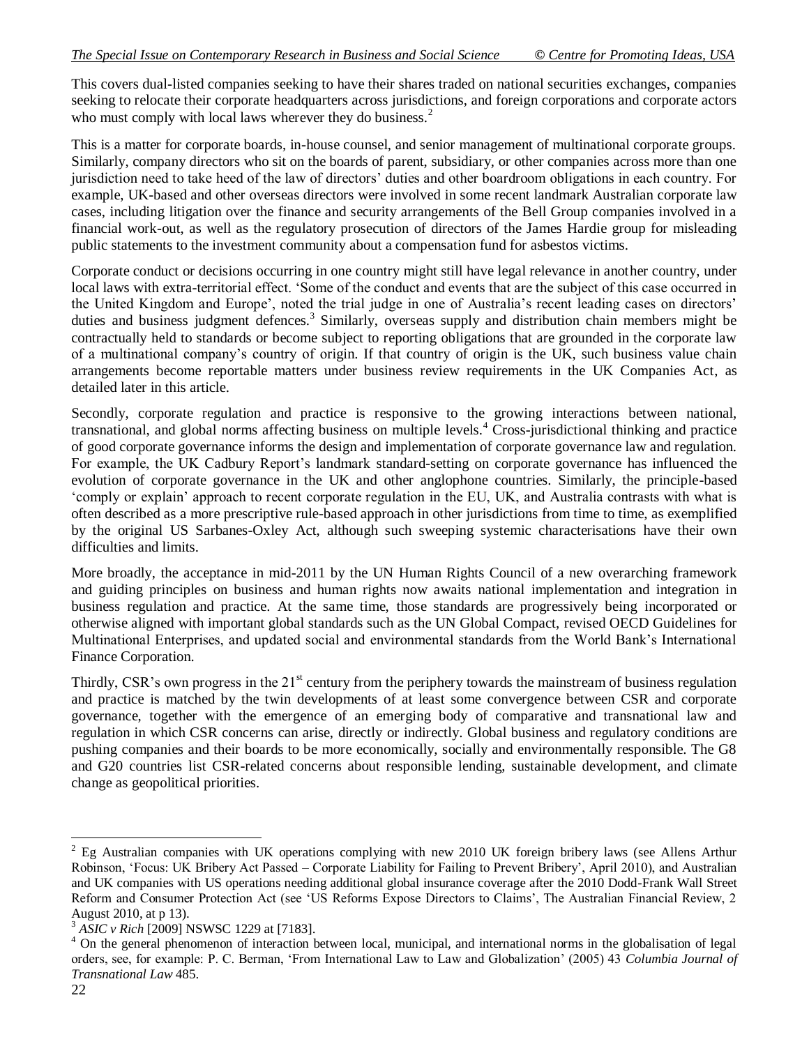This covers dual-listed companies seeking to have their shares traded on national securities exchanges, companies seeking to relocate their corporate headquarters across jurisdictions, and foreign corporations and corporate actors who must comply with local laws wherever they do business.[2]

This is a matter for corporate boards, in-house counsel, and senior management of multinational corporate groups. Similarly, company directors who sit on the boards of parent, subsidiary, or other companies across more than one jurisdiction need to take heed of the law of directors' duties and other boardroom obligations in each country. For example, UK-based and other overseas directors were involved in some recent landmark Australian corporate law cases, including litigation over the finance and security arrangements of the Bell Group companies involved in a financial work-out, as well as the regulatory prosecution of directors of the James Hardie group for misleading public statements to the investment community about a compensation fund for asbestos victims.

Corporate conduct or decisions occurring in one country might still have legal relevance in another country, under local laws with extra-territorial effect. 'Some of the conduct and events that are the subject of this case occurred in the United Kingdom and Europe', noted the trial judge in one of Australia's recent leading cases on directors' duties and business judgment defences.[3] Similarly, overseas supply and distribution chain members might be contractually held to standards or become subject to reporting obligations that are grounded in the corporate law of a multinational company's country of origin. If that country of origin is the UK, such business value chain arrangements become reportable matters under business review requirements in the UK Companies Act, as detailed later in this article.

Secondly, corporate regulation and practice is responsive to the growing interactions between national, transnational, and global norms affecting business on multiple levels.[4] Cross-jurisdictional thinking and practice of good corporate governance informs the design and implementation of corporate governance law and regulation. For example, the UK Cadbury Report's landmark standard-setting on corporate governance has influenced the evolution of corporate governance in the UK and other anglophone countries. Similarly, the principle-based 'comply or explain' approach to recent corporate regulation in the EU, UK, and Australia contrasts with what is often described as a more prescriptive rule-based approach in other jurisdictions from time to time, as exemplified by the original US Sarbanes-Oxley Act, although such sweeping systemic characterisations have their own difficulties and limits.

More broadly, the acceptance in mid-2011 by the UN Human Rights Council of a new overarching framework and guiding principles on business and human rights now awaits national implementation and integration in business regulation and practice. At the same time, those standards are progressively being incorporated or otherwise aligned with important global standards such as the UN Global Compact, revised OECD Guidelines for Multinational Enterprises, and updated social and environmental standards from the World Bank's International Finance Corporation.

Thirdly, CSR's own progress in the 21st century from the periphery towards the mainstream of business regulation and practice is matched by the twin developments of at least some convergence between CSR and corporate governance, together with the emergence of an emerging body of comparative and transnational law and regulation in which CSR concerns can arise, directly or indirectly. Global business and regulatory conditions are pushing companies and their boards to be more economically, socially and environmentally responsible. The G8 and G20 countries list CSR-related concerns about responsible lending, sustainable development, and climate change as geopolitical priorities.

---

[2] Eg Australian companies with UK operations complying with new 2010 UK foreign bribery laws (see Allens Arthur Robinson, 'Focus: UK Bribery Act Passed – Corporate Liability for Failing to Prevent Bribery', April 2010), and Australian and UK companies with US operations needing additional global insurance coverage after the 2010 Dodd-Frank Wall Street Reform and Consumer Protection Act (see 'US Reforms Expose Directors to Claims', The Australian Financial Review, 2 August 2010, at p 13).

[3] *ASIC v Rich* [2009] NSWSC 1229 at [7183].

[4] On the general phenomenon of interaction between local, municipal, and international norms in the globalisation of legal orders, see, for example: P. C. Berman, 'From International Law to Law and Globalization' (2005) 43 *Columbia Journal of Transnational Law* 485.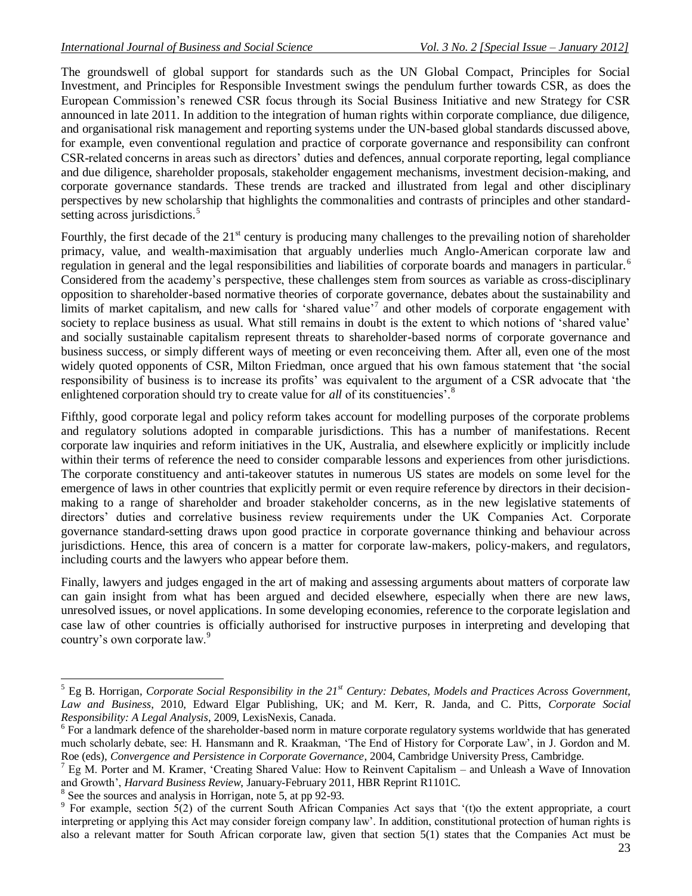The groundswell of global support for standards such as the UN Global Compact, Principles for Social Investment, and Principles for Responsible Investment swings the pendulum further towards CSR, as does the European Commission's renewed CSR focus through its Social Business Initiative and new Strategy for CSR announced in late 2011. In addition to the integration of human rights within corporate compliance, due diligence, and organisational risk management and reporting systems under the UN-based global standards discussed above, for example, even conventional regulation and practice of corporate governance and responsibility can confront CSR-related concerns in areas such as directors' duties and defences, annual corporate reporting, legal compliance and due diligence, shareholder proposals, stakeholder engagement mechanisms, investment decision-making, and corporate governance standards. These trends are tracked and illustrated from legal and other disciplinary perspectives by new scholarship that highlights the commonalities and contrasts of principles and other standard-setting across jurisdictions.[5]

Fourthly, the first decade of the 21st century is producing many challenges to the prevailing notion of shareholder primacy, value, and wealth-maximisation that arguably underlies much Anglo-American corporate law and regulation in general and the legal responsibilities and liabilities of corporate boards and managers in particular.[6] Considered from the academy's perspective, these challenges stem from sources as variable as cross-disciplinary opposition to shareholder-based normative theories of corporate governance, debates about the sustainability and limits of market capitalism, and new calls for 'shared value'[7] and other models of corporate engagement with society to replace business as usual. What still remains in doubt is the extent to which notions of 'shared value' and socially sustainable capitalism represent threats to shareholder-based norms of corporate governance and business success, or simply different ways of meeting or even reconceiving them. After all, even one of the most widely quoted opponents of CSR, Milton Friedman, once argued that his own famous statement that 'the social responsibility of business is to increase its profits' was equivalent to the argument of a CSR advocate that 'the enlightened corporation should try to create value for *all* of its constituencies'.[8]

Fifthly, good corporate legal and policy reform takes account for modelling purposes of the corporate problems and regulatory solutions adopted in comparable jurisdictions. This has a number of manifestations. Recent corporate law inquiries and reform initiatives in the UK, Australia, and elsewhere explicitly or implicitly include within their terms of reference the need to consider comparable lessons and experiences from other jurisdictions. The corporate constituency and anti-takeover statutes in numerous US states are models on some level for the emergence of laws in other countries that explicitly permit or even require reference by directors in their decision-making to a range of shareholder and broader stakeholder concerns, as in the new legislative statements of directors' duties and correlative business review requirements under the UK Companies Act. Corporate governance standard-setting draws upon good practice in corporate governance thinking and behaviour across jurisdictions. Hence, this area of concern is a matter for corporate law-makers, policy-makers, and regulators, including courts and the lawyers who appear before them.

Finally, lawyers and judges engaged in the art of making and assessing arguments about matters of corporate law can gain insight from what has been argued and decided elsewhere, especially when there are new laws, unresolved issues, or novel applications. In some developing economies, reference to the corporate legislation and case law of other countries is officially authorised for instructive purposes in interpreting and developing that country's own corporate law.[9]

---

[5] Eg B. Horrigan, *Corporate Social Responsibility in the 21st Century: Debates, Models and Practices Across Government, Law and Business*, 2010, Edward Elgar Publishing, UK; and M. Kerr, R. Janda, and C. Pitts, *Corporate Social Responsibility: A Legal Analysis*, 2009, LexisNexis, Canada.

[6] For a landmark defence of the shareholder-based norm in mature corporate regulatory systems worldwide that has generated much scholarly debate, see: H. Hansmann and R. Kraakman, 'The End of History for Corporate Law', in J. Gordon and M. Roe (eds), *Convergence and Persistence in Corporate Governance*, 2004, Cambridge University Press, Cambridge.

[7] Eg M. Porter and M. Kramer, 'Creating Shared Value: How to Reinvent Capitalism – and Unleash a Wave of Innovation and Growth', *Harvard Business Review*, January-February 2011, HBR Reprint R1101C.

[8] See the sources and analysis in Horrigan, note 5, at pp 92-93.

[9] For example, section 5(2) of the current South African Companies Act says that '(t)o the extent appropriate, a court interpreting or applying this Act may consider foreign company law'. In addition, constitutional protection of human rights is also a relevant matter for South African corporate law, given that section 5(1) states that the Companies Act must be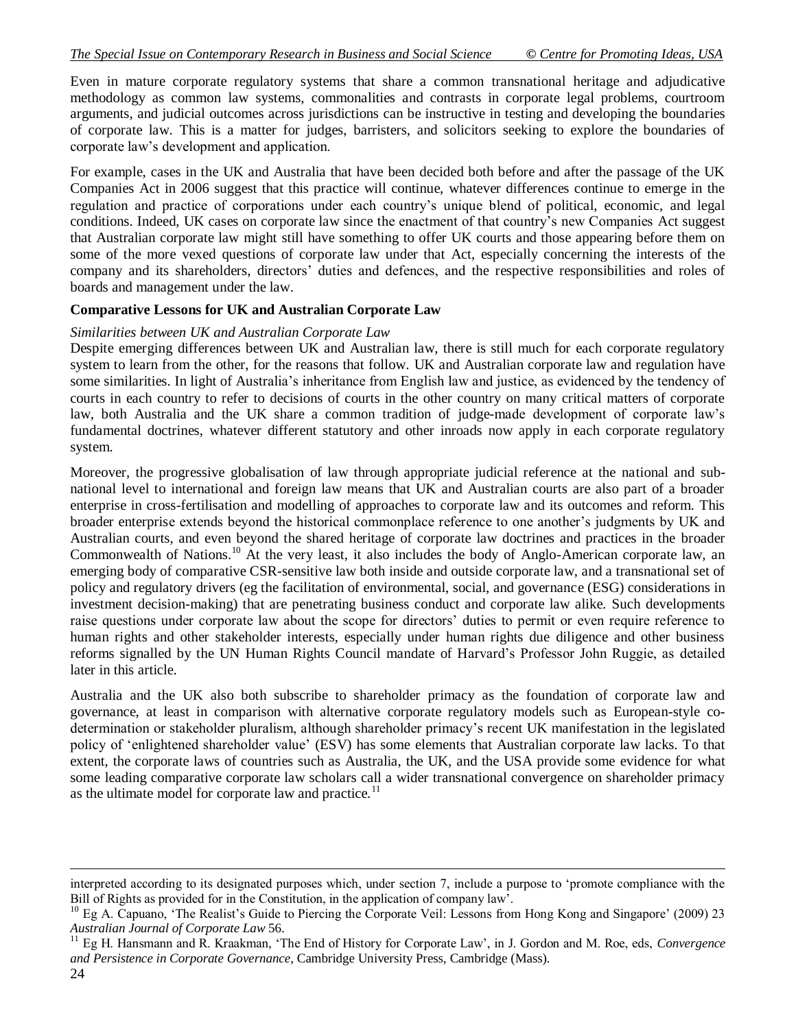Even in mature corporate regulatory systems that share a common transnational heritage and adjudicative methodology as common law systems, commonalities and contrasts in corporate legal problems, courtroom arguments, and judicial outcomes across jurisdictions can be instructive in testing and developing the boundaries of corporate law. This is a matter for judges, barristers, and solicitors seeking to explore the boundaries of corporate law's development and application.

For example, cases in the UK and Australia that have been decided both before and after the passage of the UK Companies Act in 2006 suggest that this practice will continue, whatever differences continue to emerge in the regulation and practice of corporations under each country's unique blend of political, economic, and legal conditions. Indeed, UK cases on corporate law since the enactment of that country's new Companies Act suggest that Australian corporate law might still have something to offer UK courts and those appearing before them on some of the more vexed questions of corporate law under that Act, especially concerning the interests of the company and its shareholders, directors' duties and defences, and the respective responsibilities and roles of boards and management under the law.

## Comparative Lessons for UK and Australian Corporate Law

### *Similarities between UK and Australian Corporate Law*

Despite emerging differences between UK and Australian law, there is still much for each corporate regulatory system to learn from the other, for the reasons that follow. UK and Australian corporate law and regulation have some similarities. In light of Australia's inheritance from English law and justice, as evidenced by the tendency of courts in each country to refer to decisions of courts in the other country on many critical matters of corporate law, both Australia and the UK share a common tradition of judge-made development of corporate law's fundamental doctrines, whatever different statutory and other inroads now apply in each corporate regulatory system.

Moreover, the progressive globalisation of law through appropriate judicial reference at the national and sub-national level to international and foreign law means that UK and Australian courts are also part of a broader enterprise in cross-fertilisation and modelling of approaches to corporate law and its outcomes and reform. This broader enterprise extends beyond the historical commonplace reference to one another's judgments by UK and Australian courts, and even beyond the shared heritage of corporate law doctrines and practices in the broader Commonwealth of Nations.[10] At the very least, it also includes the body of Anglo-American corporate law, an emerging body of comparative CSR-sensitive law both inside and outside corporate law, and a transnational set of policy and regulatory drivers (eg the facilitation of environmental, social, and governance (ESG) considerations in investment decision-making) that are penetrating business conduct and corporate law alike. Such developments raise questions under corporate law about the scope for directors' duties to permit or even require reference to human rights and other stakeholder interests, especially under human rights due diligence and other business reforms signalled by the UN Human Rights Council mandate of Harvard's Professor John Ruggie, as detailed later in this article.

Australia and the UK also both subscribe to shareholder primacy as the foundation of corporate law and governance, at least in comparison with alternative corporate regulatory models such as European-style co-determination or stakeholder pluralism, although shareholder primacy's recent UK manifestation in the legislated policy of 'enlightened shareholder value' (ESV) has some elements that Australian corporate law lacks. To that extent, the corporate laws of countries such as Australia, the UK, and the USA provide some evidence for what some leading comparative corporate law scholars call a wider transnational convergence on shareholder primacy as the ultimate model for corporate law and practice.[11]

---

interpreted according to its designated purposes which, under section 7, include a purpose to 'promote compliance with the Bill of Rights as provided for in the Constitution, in the application of company law'.

[10] Eg A. Capuano, 'The Realist's Guide to Piercing the Corporate Veil: Lessons from Hong Kong and Singapore' (2009) 23 *Australian Journal of Corporate Law* 56.

[11] Eg H. Hansmann and R. Kraakman, 'The End of History for Corporate Law', in J. Gordon and M. Roe, eds, *Convergence and Persistence in Corporate Governance*, Cambridge University Press, Cambridge (Mass).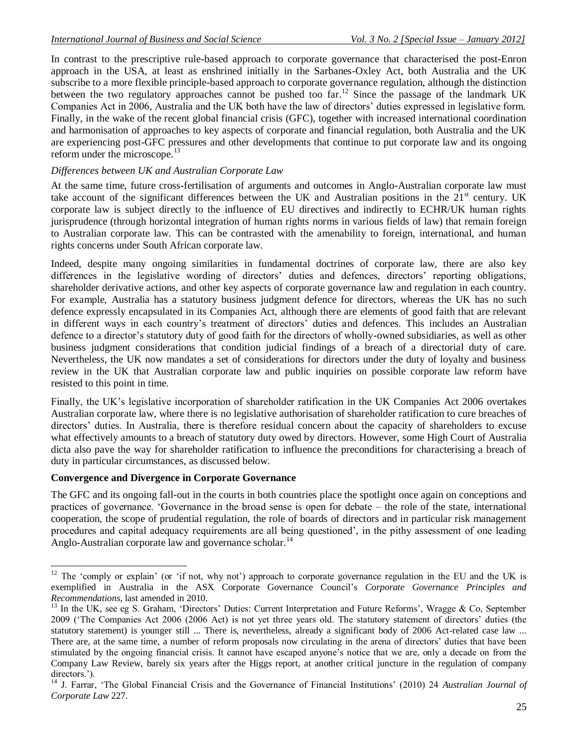In contrast to the prescriptive rule-based approach to corporate governance that characterised the post-Enron approach in the USA, at least as enshrined initially in the Sarbanes-Oxley Act, both Australia and the UK subscribe to a more flexible principle-based approach to corporate governance regulation, although the distinction between the two regulatory approaches cannot be pushed too far.[12] Since the passage of the landmark UK Companies Act in 2006, Australia and the UK both have the law of directors' duties expressed in legislative form. Finally, in the wake of the recent global financial crisis (GFC), together with increased international coordination and harmonisation of approaches to key aspects of corporate and financial regulation, both Australia and the UK are experiencing post-GFC pressures and other developments that continue to put corporate law and its ongoing reform under the microscope.[13]

*Differences between UK and Australian Corporate Law*

At the same time, future cross-fertilisation of arguments and outcomes in Anglo-Australian corporate law must take account of the significant differences between the UK and Australian positions in the 21st century. UK corporate law is subject directly to the influence of EU directives and indirectly to ECHR/UK human rights jurisprudence (through horizontal integration of human rights norms in various fields of law) that remain foreign to Australian corporate law. This can be contrasted with the amenability to foreign, international, and human rights concerns under South African corporate law.

Indeed, despite many ongoing similarities in fundamental doctrines of corporate law, there are also key differences in the legislative wording of directors' duties and defences, directors' reporting obligations, shareholder derivative actions, and other key aspects of corporate governance law and regulation in each country. For example, Australia has a statutory business judgment defence for directors, whereas the UK has no such defence expressly encapsulated in its Companies Act, although there are elements of good faith that are relevant in different ways in each country's treatment of directors' duties and defences. This includes an Australian defence to a director's statutory duty of good faith for the directors of wholly-owned subsidiaries, as well as other business judgment considerations that condition judicial findings of a breach of a directorial duty of care. Nevertheless, the UK now mandates a set of considerations for directors under the duty of loyalty and business review in the UK that Australian corporate law and public inquiries on possible corporate law reform have resisted to this point in time.

Finally, the UK's legislative incorporation of shareholder ratification in the UK Companies Act 2006 overtakes Australian corporate law, where there is no legislative authorisation of shareholder ratification to cure breaches of directors' duties. In Australia, there is therefore residual concern about the capacity of shareholders to excuse what effectively amounts to a breach of statutory duty owed by directors. However, some High Court of Australia dicta also pave the way for shareholder ratification to influence the preconditions for characterising a breach of duty in particular circumstances, as discussed below.

**Convergence and Divergence in Corporate Governance**

The GFC and its ongoing fall-out in the courts in both countries place the spotlight once again on conceptions and practices of governance. 'Governance in the broad sense is open for debate – the role of the state, international cooperation, the scope of prudential regulation, the role of boards of directors and in particular risk management procedures and capital adequacy requirements are all being questioned', in the pithy assessment of one leading Anglo-Australian corporate law and governance scholar.[14]

---

[12] The 'comply or explain' (or 'if not, why not') approach to corporate governance regulation in the EU and the UK is exemplified in Australia in the ASX Corporate Governance Council's *Corporate Governance Principles and Recommendations*, last amended in 2010.

[13] In the UK, see eg S. Graham, 'Directors' Duties: Current Interpretation and Future Reforms', Wragge & Co, September 2009 ('The Companies Act 2006 (2006 Act) is not yet three years old. The statutory statement of directors' duties (the statutory statement) is younger still ... There is, nevertheless, already a significant body of 2006 Act-related case law ... There are, at the same time, a number of reform proposals now circulating in the arena of directors' duties that have been stimulated by the ongoing financial crisis. It cannot have escaped anyone's notice that we are, only a decade on from the Company Law Review, barely six years after the Higgs report, at another critical juncture in the regulation of company directors.').

[14] J. Farrar, 'The Global Financial Crisis and the Governance of Financial Institutions' (2010) 24 *Australian Journal of Corporate Law* 227.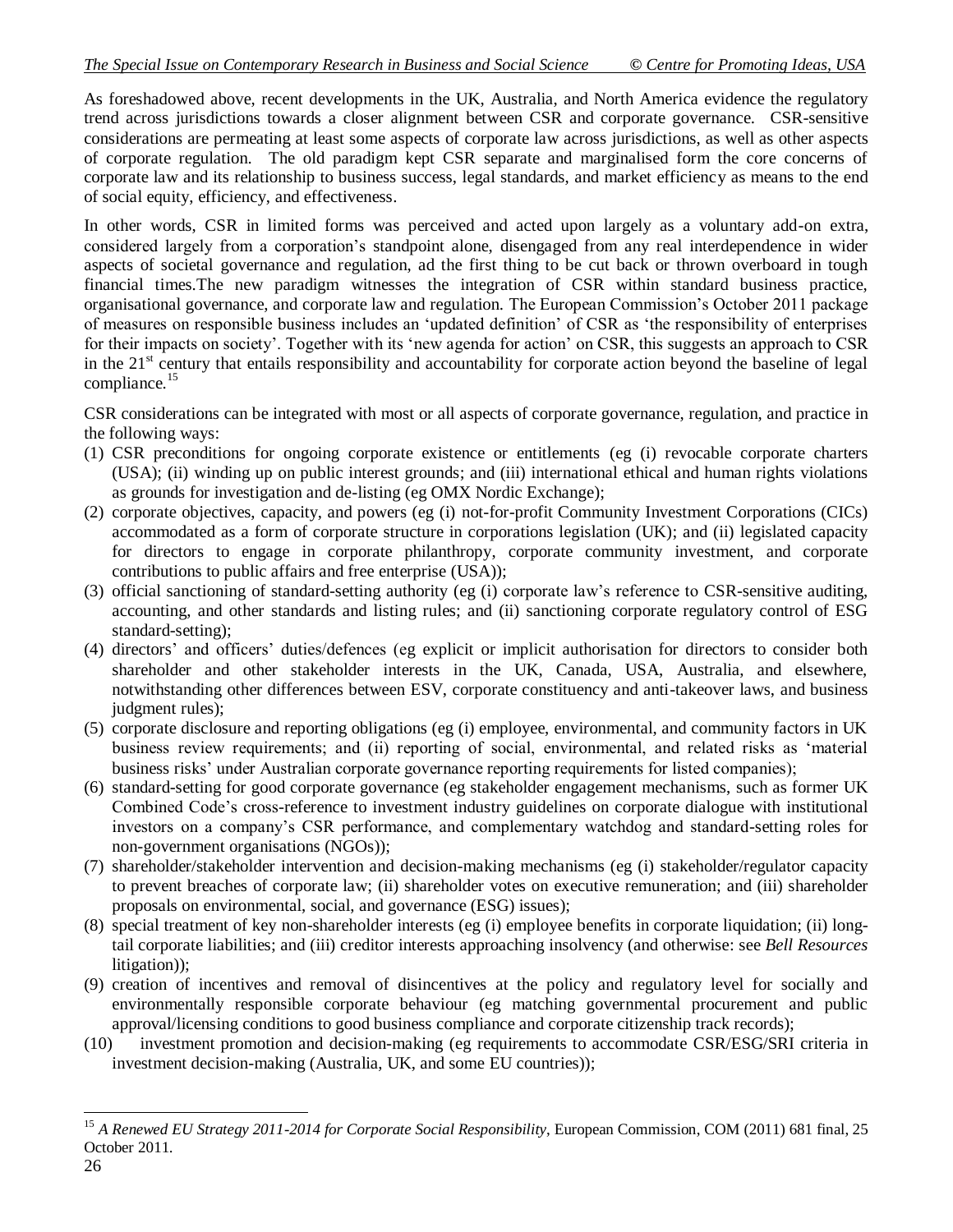As foreshadowed above, recent developments in the UK, Australia, and North America evidence the regulatory trend across jurisdictions towards a closer alignment between CSR and corporate governance. CSR-sensitive considerations are permeating at least some aspects of corporate law across jurisdictions, as well as other aspects of corporate regulation. The old paradigm kept CSR separate and marginalised form the core concerns of corporate law and its relationship to business success, legal standards, and market efficiency as means to the end of social equity, efficiency, and effectiveness.

In other words, CSR in limited forms was perceived and acted upon largely as a voluntary add-on extra, considered largely from a corporation's standpoint alone, disengaged from any real interdependence in wider aspects of societal governance and regulation, ad the first thing to be cut back or thrown overboard in tough financial times.The new paradigm witnesses the integration of CSR within standard business practice, organisational governance, and corporate law and regulation. The European Commission's October 2011 package of measures on responsible business includes an 'updated definition' of CSR as 'the responsibility of enterprises for their impacts on society'. Together with its 'new agenda for action' on CSR, this suggests an approach to CSR in the 21st century that entails responsibility and accountability for corporate action beyond the baseline of legal compliance.[15]

CSR considerations can be integrated with most or all aspects of corporate governance, regulation, and practice in the following ways:

(1) CSR preconditions for ongoing corporate existence or entitlements (eg (i) revocable corporate charters (USA); (ii) winding up on public interest grounds; and (iii) international ethical and human rights violations as grounds for investigation and de-listing (eg OMX Nordic Exchange);
(2) corporate objectives, capacity, and powers (eg (i) not-for-profit Community Investment Corporations (CICs) accommodated as a form of corporate structure in corporations legislation (UK); and (ii) legislated capacity for directors to engage in corporate philanthropy, corporate community investment, and corporate contributions to public affairs and free enterprise (USA));
(3) official sanctioning of standard-setting authority (eg (i) corporate law's reference to CSR-sensitive auditing, accounting, and other standards and listing rules; and (ii) sanctioning corporate regulatory control of ESG standard-setting);
(4) directors' and officers' duties/defences (eg explicit or implicit authorisation for directors to consider both shareholder and other stakeholder interests in the UK, Canada, USA, Australia, and elsewhere, notwithstanding other differences between ESV, corporate constituency and anti-takeover laws, and business judgment rules);
(5) corporate disclosure and reporting obligations (eg (i) employee, environmental, and community factors in UK business review requirements; and (ii) reporting of social, environmental, and related risks as 'material business risks' under Australian corporate governance reporting requirements for listed companies);
(6) standard-setting for good corporate governance (eg stakeholder engagement mechanisms, such as former UK Combined Code's cross-reference to investment industry guidelines on corporate dialogue with institutional investors on a company's CSR performance, and complementary watchdog and standard-setting roles for non-government organisations (NGOs));
(7) shareholder/stakeholder intervention and decision-making mechanisms (eg (i) stakeholder/regulator capacity to prevent breaches of corporate law; (ii) shareholder votes on executive remuneration; and (iii) shareholder proposals on environmental, social, and governance (ESG) issues);
(8) special treatment of key non-shareholder interests (eg (i) employee benefits in corporate liquidation; (ii) long-tail corporate liabilities; and (iii) creditor interests approaching insolvency (and otherwise: see *Bell Resources* litigation));
(9) creation of incentives and removal of disincentives at the policy and regulatory level for socially and environmentally responsible corporate behaviour (eg matching governmental procurement and public approval/licensing conditions to good business compliance and corporate citizenship track records);
(10) investment promotion and decision-making (eg requirements to accommodate CSR/ESG/SRI criteria in investment decision-making (Australia, UK, and some EU countries));

---

[15] *A Renewed EU Strategy 2011-2014 for Corporate Social Responsibility*, European Commission, COM (2011) 681 final, 25 October 2011.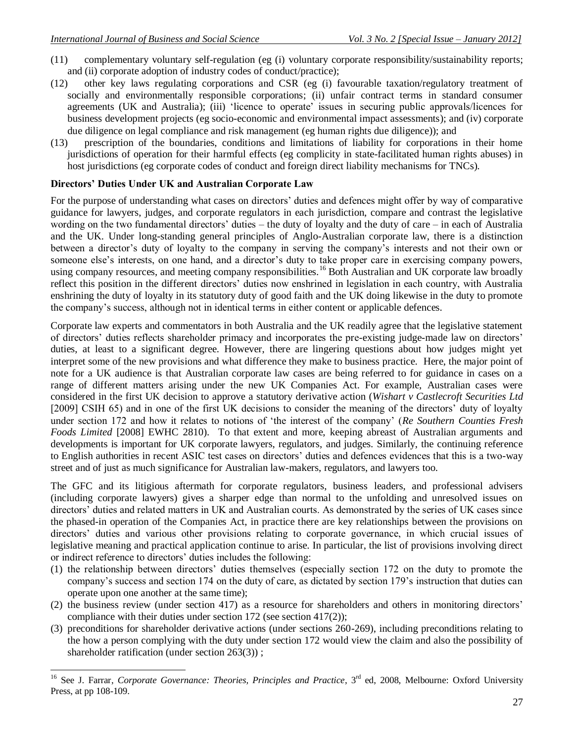(11) complementary voluntary self-regulation (eg (i) voluntary corporate responsibility/sustainability reports; and (ii) corporate adoption of industry codes of conduct/practice);

(12) other key laws regulating corporations and CSR (eg (i) favourable taxation/regulatory treatment of socially and environmentally responsible corporations; (ii) unfair contract terms in standard consumer agreements (UK and Australia); (iii) 'licence to operate' issues in securing public approvals/licences for business development projects (eg socio-economic and environmental impact assessments); and (iv) corporate due diligence on legal compliance and risk management (eg human rights due diligence)); and

(13) prescription of the boundaries, conditions and limitations of liability for corporations in their home jurisdictions of operation for their harmful effects (eg complicity in state-facilitated human rights abuses) in host jurisdictions (eg corporate codes of conduct and foreign direct liability mechanisms for TNCs).

**Directors' Duties Under UK and Australian Corporate Law**

For the purpose of understanding what cases on directors' duties and defences might offer by way of comparative guidance for lawyers, judges, and corporate regulators in each jurisdiction, compare and contrast the legislative wording on the two fundamental directors' duties – the duty of loyalty and the duty of care – in each of Australia and the UK. Under long-standing general principles of Anglo-Australian corporate law, there is a distinction between a director's duty of loyalty to the company in serving the company's interests and not their own or someone else's interests, on one hand, and a director's duty to take proper care in exercising company powers, using company resources, and meeting company responsibilities.[16] Both Australian and UK corporate law broadly reflect this position in the different directors' duties now enshrined in legislation in each country, with Australia enshrining the duty of loyalty in its statutory duty of good faith and the UK doing likewise in the duty to promote the company's success, although not in identical terms in either content or applicable defences.

Corporate law experts and commentators in both Australia and the UK readily agree that the legislative statement of directors' duties reflects shareholder primacy and incorporates the pre-existing judge-made law on directors' duties, at least to a significant degree. However, there are lingering questions about how judges might yet interpret some of the new provisions and what difference they make to business practice. Here, the major point of note for a UK audience is that Australian corporate law cases are being referred to for guidance in cases on a range of different matters arising under the new UK Companies Act. For example, Australian cases were considered in the first UK decision to approve a statutory derivative action (*Wishart v Castlecroft Securities Ltd* [2009] CSIH 65) and in one of the first UK decisions to consider the meaning of the directors' duty of loyalty under section 172 and how it relates to notions of 'the interest of the company' (*Re Southern Counties Fresh Foods Limited* [2008] EWHC 2810). To that extent and more, keeping abreast of Australian arguments and developments is important for UK corporate lawyers, regulators, and judges. Similarly, the continuing reference to English authorities in recent ASIC test cases on directors' duties and defences evidences that this is a two-way street and of just as much significance for Australian law-makers, regulators, and lawyers too.

The GFC and its litigious aftermath for corporate regulators, business leaders, and professional advisers (including corporate lawyers) gives a sharper edge than normal to the unfolding and unresolved issues on directors' duties and related matters in UK and Australian courts. As demonstrated by the series of UK cases since the phased-in operation of the Companies Act, in practice there are key relationships between the provisions on directors' duties and various other provisions relating to corporate governance, in which crucial issues of legislative meaning and practical application continue to arise. In particular, the list of provisions involving direct or indirect reference to directors' duties includes the following:

(1) the relationship between directors' duties themselves (especially section 172 on the duty to promote the company's success and section 174 on the duty of care, as dictated by section 179's instruction that duties can operate upon one another at the same time);

(2) the business review (under section 417) as a resource for shareholders and others in monitoring directors' compliance with their duties under section 172 (see section 417(2));

(3) preconditions for shareholder derivative actions (under sections 260-269), including preconditions relating to the how a person complying with the duty under section 172 would view the claim and also the possibility of shareholder ratification (under section 263(3)) ;

---

[16] See J. Farrar, *Corporate Governance: Theories, Principles and Practice*, 3rd ed, 2008, Melbourne: Oxford University Press, at pp 108-109.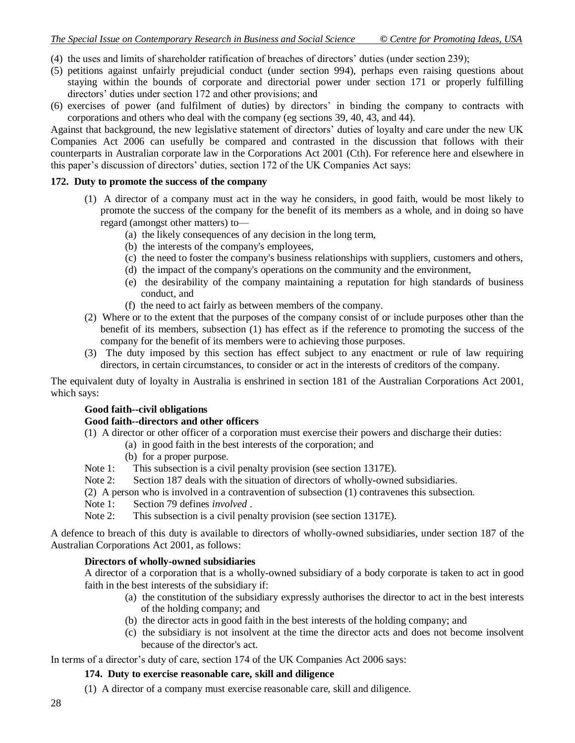(4) the uses and limits of shareholder ratification of breaches of directors' duties (under section 239);

(5) petitions against unfairly prejudicial conduct (under section 994), perhaps even raising questions about staying within the bounds of corporate and directorial power under section 171 or properly fulfilling directors' duties under section 172 and other provisions; and

(6) exercises of power (and fulfilment of duties) by directors' in binding the company to contracts with corporations and others who deal with the company (eg sections 39, 40, 43, and 44).

Against that background, the new legislative statement of directors' duties of loyalty and care under the new UK Companies Act 2006 can usefully be compared and contrasted in the discussion that follows with their counterparts in Australian corporate law in the Corporations Act 2001 (Cth). For reference here and elsewhere in this paper's discussion of directors' duties, section 172 of the UK Companies Act says:

**172. Duty to promote the success of the company**

(1) A director of a company must act in the way he considers, in good faith, would be most likely to promote the success of the company for the benefit of its members as a whole, and in doing so have regard (amongst other matters) to—

(a) the likely consequences of any decision in the long term,

(b) the interests of the company's employees,

(c) the need to foster the company's business relationships with suppliers, customers and others,

(d) the impact of the company's operations on the community and the environment,

(e) the desirability of the company maintaining a reputation for high standards of business conduct, and

(f) the need to act fairly as between members of the company.

(2) Where or to the extent that the purposes of the company consist of or include purposes other than the benefit of its members, subsection (1) has effect as if the reference to promoting the success of the company for the benefit of its members were to achieving those purposes.

(3) The duty imposed by this section has effect subject to any enactment or rule of law requiring directors, in certain circumstances, to consider or act in the interests of creditors of the company.

The equivalent duty of loyalty in Australia is enshrined in section 181 of the Australian Corporations Act 2001, which says:

**Good faith--civil obligations**

**Good faith--directors and other officers**

(1) A director or other officer of a corporation must exercise their powers and discharge their duties:

(a) in good faith in the best interests of the corporation; and

(b) for a proper purpose.

Note 1: This subsection is a civil penalty provision (see section 1317E).

Note 2: Section 187 deals with the situation of directors of wholly-owned subsidiaries.

(2) A person who is involved in a contravention of subsection (1) contravenes this subsection.

Note 1: Section 79 defines *involved* .

Note 2: This subsection is a civil penalty provision (see section 1317E).

A defence to breach of this duty is available to directors of wholly-owned subsidiaries, under section 187 of the Australian Corporations Act 2001, as follows:

**Directors of wholly-owned subsidiaries**

A director of a corporation that is a wholly-owned subsidiary of a body corporate is taken to act in good faith in the best interests of the subsidiary if:

(a) the constitution of the subsidiary expressly authorises the director to act in the best interests of the holding company; and

(b) the director acts in good faith in the best interests of the holding company; and

(c) the subsidiary is not insolvent at the time the director acts and does not become insolvent because of the director's act.

In terms of a director's duty of care, section 174 of the UK Companies Act 2006 says:

**174. Duty to exercise reasonable care, skill and diligence**

(1) A director of a company must exercise reasonable care, skill and diligence.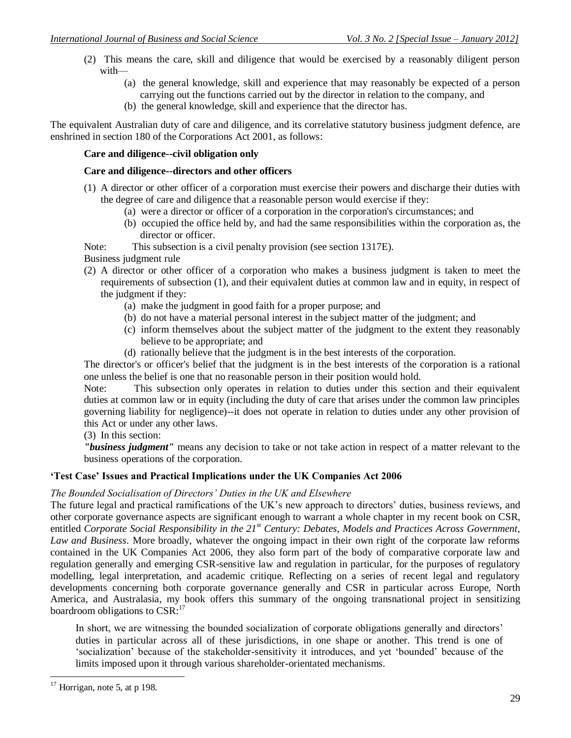(2) This means the care, skill and diligence that would be exercised by a reasonably diligent person with—

(a) the general knowledge, skill and experience that may reasonably be expected of a person carrying out the functions carried out by the director in relation to the company, and

(b) the general knowledge, skill and experience that the director has.

The equivalent Australian duty of care and diligence, and its correlative statutory business judgment defence, are enshrined in section 180 of the Corporations Act 2001, as follows:

**Care and diligence--civil obligation only**

**Care and diligence--directors and other officers**

(1) A director or other officer of a corporation must exercise their powers and discharge their duties with the degree of care and diligence that a reasonable person would exercise if they:

(a) were a director or officer of a corporation in the corporation's circumstances; and

(b) occupied the office held by, and had the same responsibilities within the corporation as, the director or officer.

Note: This subsection is a civil penalty provision (see section 1317E).

Business judgment rule

(2) A director or other officer of a corporation who makes a business judgment is taken to meet the requirements of subsection (1), and their equivalent duties at common law and in equity, in respect of the judgment if they:

(a) make the judgment in good faith for a proper purpose; and

(b) do not have a material personal interest in the subject matter of the judgment; and

(c) inform themselves about the subject matter of the judgment to the extent they reasonably believe to be appropriate; and

(d) rationally believe that the judgment is in the best interests of the corporation.

The director's or officer's belief that the judgment is in the best interests of the corporation is a rational one unless the belief is one that no reasonable person in their position would hold.

Note: This subsection only operates in relation to duties under this section and their equivalent duties at common law or in equity (including the duty of care that arises under the common law principles governing liability for negligence)--it does not operate in relation to duties under any other provision of this Act or under any other laws.

(3) In this section:

***"business judgment"*** means any decision to take or not take action in respect of a matter relevant to the business operations of the corporation.

### 'Test Case' Issues and Practical Implications under the UK Companies Act 2006

*The Bounded Socialisation of Directors' Duties in the UK and Elsewhere*

The future legal and practical ramifications of the UK's new approach to directors' duties, business reviews, and other corporate governance aspects are significant enough to warrant a whole chapter in my recent book on CSR, entitled *Corporate Social Responsibility in the 21st Century: Debates, Models and Practices Across Government, Law and Business*. More broadly, whatever the ongoing impact in their own right of the corporate law reforms contained in the UK Companies Act 2006, they also form part of the body of comparative corporate law and regulation generally and emerging CSR-sensitive law and regulation in particular, for the purposes of regulatory modelling, legal interpretation, and academic critique. Reflecting on a series of recent legal and regulatory developments concerning both corporate governance generally and CSR in particular across Europe, North America, and Australasia, my book offers this summary of the ongoing transnational project in sensitizing boardroom obligations to CSR:[17]

> In short, we are witnessing the bounded socialization of corporate obligations generally and directors' duties in particular across all of these jurisdictions, in one shape or another. This trend is one of 'socialization' because of the stakeholder-sensitivity it introduces, and yet 'bounded' because of the limits imposed upon it through various shareholder-orientated mechanisms.

[17] Horrigan, note 5, at p 198.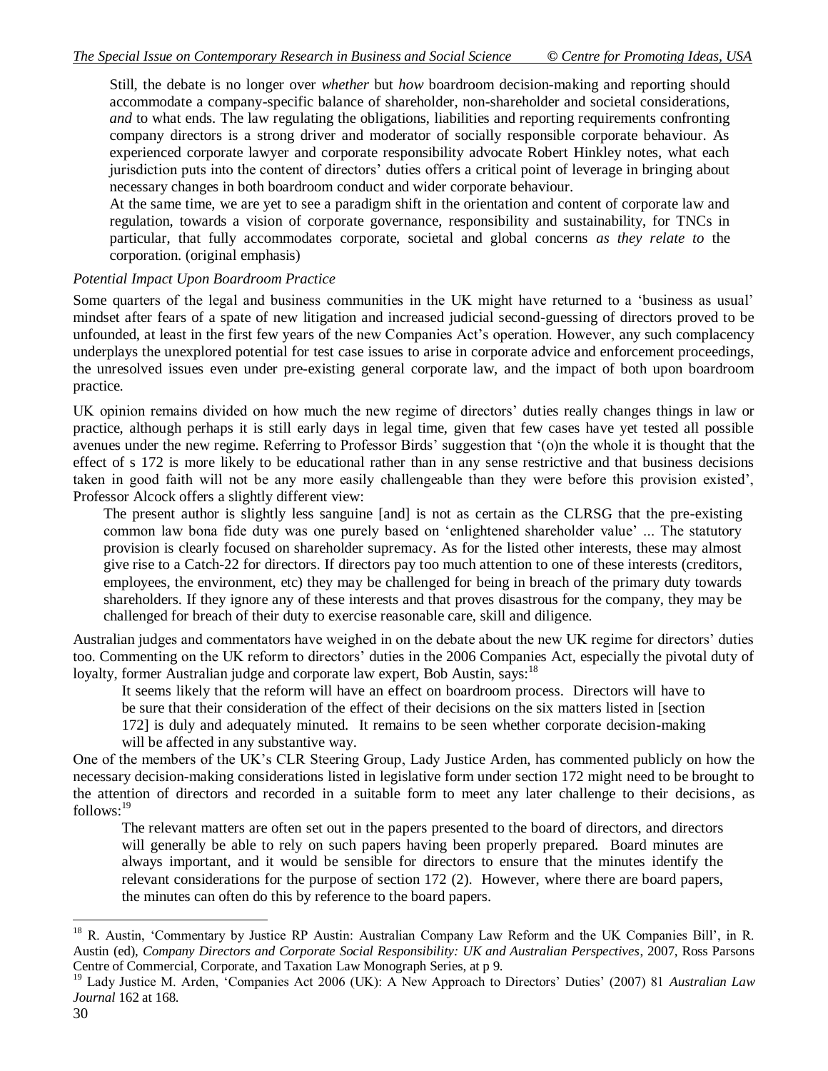> Still, the debate is no longer over *whether* but *how* boardroom decision-making and reporting should accommodate a company-specific balance of shareholder, non-shareholder and societal considerations, *and* to what ends. The law regulating the obligations, liabilities and reporting requirements confronting company directors is a strong driver and moderator of socially responsible corporate behaviour. As experienced corporate lawyer and corporate responsibility advocate Robert Hinkley notes, what each jurisdiction puts into the content of directors' duties offers a critical point of leverage in bringing about necessary changes in both boardroom conduct and wider corporate behaviour.
>
> At the same time, we are yet to see a paradigm shift in the orientation and content of corporate law and regulation, towards a vision of corporate governance, responsibility and sustainability, for TNCs in particular, that fully accommodates corporate, societal and global concerns *as they relate to* the corporation. (original emphasis)

*Potential Impact Upon Boardroom Practice*

Some quarters of the legal and business communities in the UK might have returned to a 'business as usual' mindset after fears of a spate of new litigation and increased judicial second-guessing of directors proved to be unfounded, at least in the first few years of the new Companies Act's operation. However, any such complacency underplays the unexplored potential for test case issues to arise in corporate advice and enforcement proceedings, the unresolved issues even under pre-existing general corporate law, and the impact of both upon boardroom practice.

UK opinion remains divided on how much the new regime of directors' duties really changes things in law or practice, although perhaps it is still early days in legal time, given that few cases have yet tested all possible avenues under the new regime. Referring to Professor Birds' suggestion that '(o)n the whole it is thought that the effect of s 172 is more likely to be educational rather than in any sense restrictive and that business decisions taken in good faith will not be any more easily challengeable than they were before this provision existed', Professor Alcock offers a slightly different view:

> The present author is slightly less sanguine [and] is not as certain as the CLRSG that the pre-existing common law bona fide duty was one purely based on 'enlightened shareholder value' ... The statutory provision is clearly focused on shareholder supremacy. As for the listed other interests, these may almost give rise to a Catch-22 for directors. If directors pay too much attention to one of these interests (creditors, employees, the environment, etc) they may be challenged for being in breach of the primary duty towards shareholders. If they ignore any of these interests and that proves disastrous for the company, they may be challenged for breach of their duty to exercise reasonable care, skill and diligence.

Australian judges and commentators have weighed in on the debate about the new UK regime for directors' duties too. Commenting on the UK reform to directors' duties in the 2006 Companies Act, especially the pivotal duty of loyalty, former Australian judge and corporate law expert, Bob Austin, says:[18]

> It seems likely that the reform will have an effect on boardroom process. Directors will have to be sure that their consideration of the effect of their decisions on the six matters listed in [section 172] is duly and adequately minuted. It remains to be seen whether corporate decision-making will be affected in any substantive way.

One of the members of the UK's CLR Steering Group, Lady Justice Arden, has commented publicly on how the necessary decision-making considerations listed in legislative form under section 172 might need to be brought to the attention of directors and recorded in a suitable form to meet any later challenge to their decisions, as follows:[19]

> The relevant matters are often set out in the papers presented to the board of directors, and directors will generally be able to rely on such papers having been properly prepared. Board minutes are always important, and it would be sensible for directors to ensure that the minutes identify the relevant considerations for the purpose of section 172 (2). However, where there are board papers, the minutes can often do this by reference to the board papers.

---

[18] R. Austin, 'Commentary by Justice RP Austin: Australian Company Law Reform and the UK Companies Bill', in R. Austin (ed), *Company Directors and Corporate Social Responsibility: UK and Australian Perspectives*, 2007, Ross Parsons Centre of Commercial, Corporate, and Taxation Law Monograph Series, at p 9.

[19] Lady Justice M. Arden, 'Companies Act 2006 (UK): A New Approach to Directors' Duties' (2007) 81 *Australian Law Journal* 162 at 168.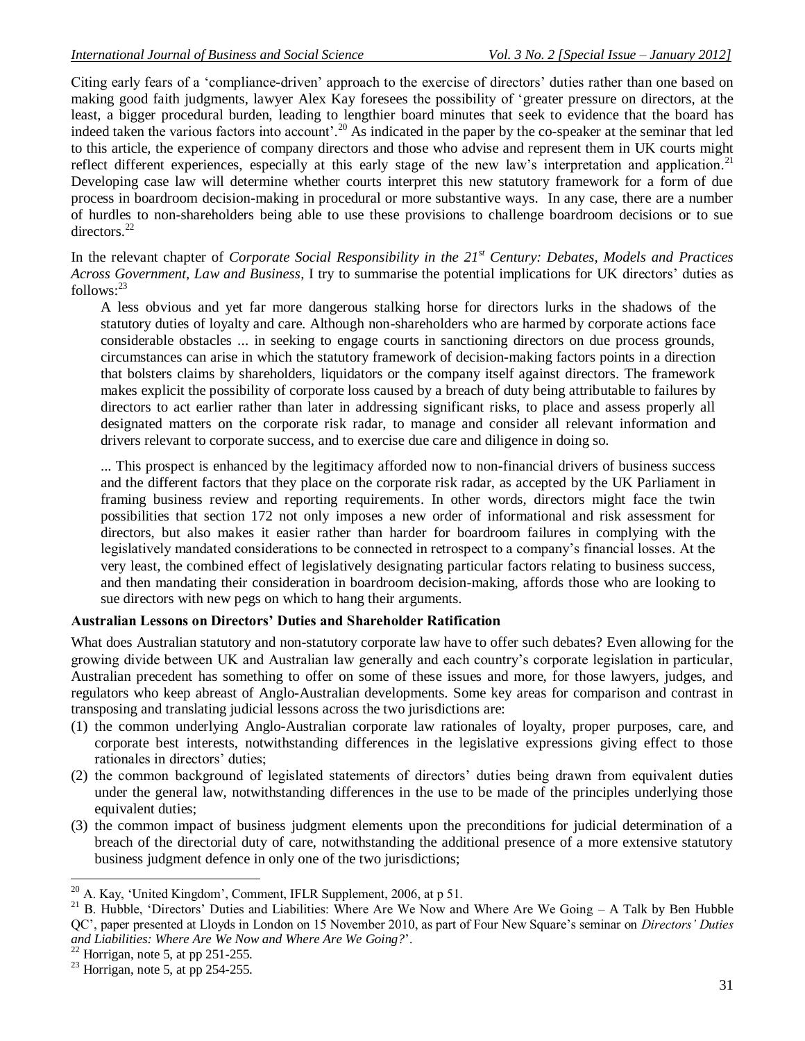Citing early fears of a 'compliance-driven' approach to the exercise of directors' duties rather than one based on making good faith judgments, lawyer Alex Kay foresees the possibility of 'greater pressure on directors, at the least, a bigger procedural burden, leading to lengthier board minutes that seek to evidence that the board has indeed taken the various factors into account'.[20] As indicated in the paper by the co-speaker at the seminar that led to this article, the experience of company directors and those who advise and represent them in UK courts might reflect different experiences, especially at this early stage of the new law's interpretation and application.[21] Developing case law will determine whether courts interpret this new statutory framework for a form of due process in boardroom decision-making in procedural or more substantive ways. In any case, there are a number of hurdles to non-shareholders being able to use these provisions to challenge boardroom decisions or to sue directors.[22]

In the relevant chapter of *Corporate Social Responsibility in the 21st Century: Debates, Models and Practices Across Government, Law and Business*, I try to summarise the potential implications for UK directors' duties as follows:[23]

> A less obvious and yet far more dangerous stalking horse for directors lurks in the shadows of the statutory duties of loyalty and care. Although non-shareholders who are harmed by corporate actions face considerable obstacles ... in seeking to engage courts in sanctioning directors on due process grounds, circumstances can arise in which the statutory framework of decision-making factors points in a direction that bolsters claims by shareholders, liquidators or the company itself against directors. The framework makes explicit the possibility of corporate loss caused by a breach of duty being attributable to failures by directors to act earlier rather than later in addressing significant risks, to place and assess properly all designated matters on the corporate risk radar, to manage and consider all relevant information and drivers relevant to corporate success, and to exercise due care and diligence in doing so.
>
> ... This prospect is enhanced by the legitimacy afforded now to non-financial drivers of business success and the different factors that they place on the corporate risk radar, as accepted by the UK Parliament in framing business review and reporting requirements. In other words, directors might face the twin possibilities that section 172 not only imposes a new order of informational and risk assessment for directors, but also makes it easier rather than harder for boardroom failures in complying with the legislatively mandated considerations to be connected in retrospect to a company's financial losses. At the very least, the combined effect of legislatively designating particular factors relating to business success, and then mandating their consideration in boardroom decision-making, affords those who are looking to sue directors with new pegs on which to hang their arguments.

### Australian Lessons on Directors' Duties and Shareholder Ratification

What does Australian statutory and non-statutory corporate law have to offer such debates? Even allowing for the growing divide between UK and Australian law generally and each country's corporate legislation in particular, Australian precedent has something to offer on some of these issues and more, for those lawyers, judges, and regulators who keep abreast of Anglo-Australian developments. Some key areas for comparison and contrast in transposing and translating judicial lessons across the two jurisdictions are:

(1) the common underlying Anglo-Australian corporate law rationales of loyalty, proper purposes, care, and corporate best interests, notwithstanding differences in the legislative expressions giving effect to those rationales in directors' duties;
(2) the common background of legislated statements of directors' duties being drawn from equivalent duties under the general law, notwithstanding differences in the use to be made of the principles underlying those equivalent duties;
(3) the common impact of business judgment elements upon the preconditions for judicial determination of a breach of the directorial duty of care, notwithstanding the additional presence of a more extensive statutory business judgment defence in only one of the two jurisdictions;

---

[20] A. Kay, 'United Kingdom', Comment, IFLR Supplement, 2006, at p 51.

[21] B. Hubble, 'Directors' Duties and Liabilities: Where Are We Now and Where Are We Going – A Talk by Ben Hubble QC', paper presented at Lloyds in London on 15 November 2010, as part of Four New Square's seminar on *Directors' Duties and Liabilities: Where Are We Now and Where Are We Going?*'.

[22] Horrigan, note 5, at pp 251-255.

[23] Horrigan, note 5, at pp 254-255.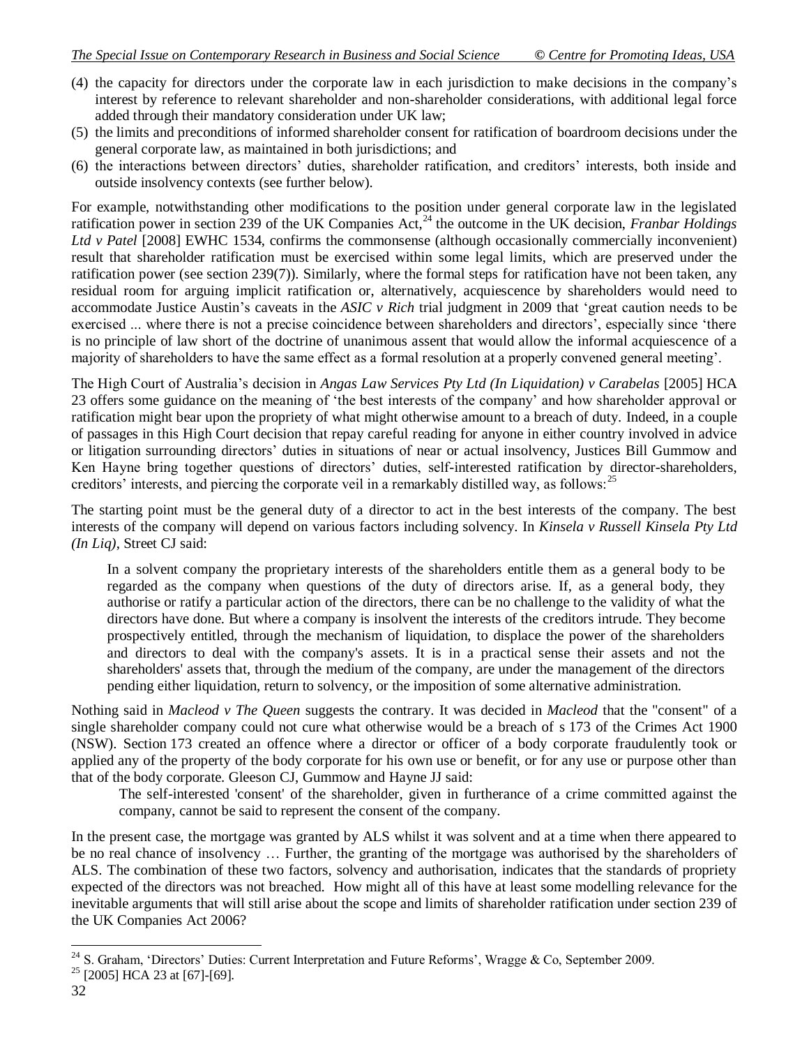(4) the capacity for directors under the corporate law in each jurisdiction to make decisions in the company's interest by reference to relevant shareholder and non-shareholder considerations, with additional legal force added through their mandatory consideration under UK law;
(5) the limits and preconditions of informed shareholder consent for ratification of boardroom decisions under the general corporate law, as maintained in both jurisdictions; and
(6) the interactions between directors' duties, shareholder ratification, and creditors' interests, both inside and outside insolvency contexts (see further below).

For example, notwithstanding other modifications to the position under general corporate law in the legislated ratification power in section 239 of the UK Companies Act,[24] the outcome in the UK decision, *Franbar Holdings Ltd v Patel* [2008] EWHC 1534, confirms the commonsense (although occasionally commercially inconvenient) result that shareholder ratification must be exercised within some legal limits, which are preserved under the ratification power (see section 239(7)). Similarly, where the formal steps for ratification have not been taken, any residual room for arguing implicit ratification or, alternatively, acquiescence by shareholders would need to accommodate Justice Austin's caveats in the *ASIC v Rich* trial judgment in 2009 that 'great caution needs to be exercised ... where there is not a precise coincidence between shareholders and directors', especially since 'there is no principle of law short of the doctrine of unanimous assent that would allow the informal acquiescence of a majority of shareholders to have the same effect as a formal resolution at a properly convened general meeting'.

The High Court of Australia's decision in *Angas Law Services Pty Ltd (In Liquidation) v Carabelas* [2005] HCA 23 offers some guidance on the meaning of 'the best interests of the company' and how shareholder approval or ratification might bear upon the propriety of what might otherwise amount to a breach of duty. Indeed, in a couple of passages in this High Court decision that repay careful reading for anyone in either country involved in advice or litigation surrounding directors' duties in situations of near or actual insolvency, Justices Bill Gummow and Ken Hayne bring together questions of directors' duties, self-interested ratification by director-shareholders, creditors' interests, and piercing the corporate veil in a remarkably distilled way, as follows:[25]

The starting point must be the general duty of a director to act in the best interests of the company. The best interests of the company will depend on various factors including solvency. In *Kinsela v Russell Kinsela Pty Ltd (In Liq)*, Street CJ said:

> In a solvent company the proprietary interests of the shareholders entitle them as a general body to be regarded as the company when questions of the duty of directors arise. If, as a general body, they authorise or ratify a particular action of the directors, there can be no challenge to the validity of what the directors have done. But where a company is insolvent the interests of the creditors intrude. They become prospectively entitled, through the mechanism of liquidation, to displace the power of the shareholders and directors to deal with the company's assets. It is in a practical sense their assets and not the shareholders' assets that, through the medium of the company, are under the management of the directors pending either liquidation, return to solvency, or the imposition of some alternative administration.

Nothing said in *Macleod v The Queen* suggests the contrary. It was decided in *Macleod* that the "consent" of a single shareholder company could not cure what otherwise would be a breach of s 173 of the Crimes Act 1900 (NSW). Section 173 created an offence where a director or officer of a body corporate fraudulently took or applied any of the property of the body corporate for his own use or benefit, or for any use or purpose other than that of the body corporate. Gleeson CJ, Gummow and Hayne JJ said:

> The self-interested 'consent' of the shareholder, given in furtherance of a crime committed against the company, cannot be said to represent the consent of the company.

In the present case, the mortgage was granted by ALS whilst it was solvent and at a time when there appeared to be no real chance of insolvency … Further, the granting of the mortgage was authorised by the shareholders of ALS. The combination of these two factors, solvency and authorisation, indicates that the standards of propriety expected of the directors was not breached. How might all of this have at least some modelling relevance for the inevitable arguments that will still arise about the scope and limits of shareholder ratification under section 239 of the UK Companies Act 2006?

---

[24] S. Graham, 'Directors' Duties: Current Interpretation and Future Reforms', Wragge & Co, September 2009.

[25] [2005] HCA 23 at [67]-[69].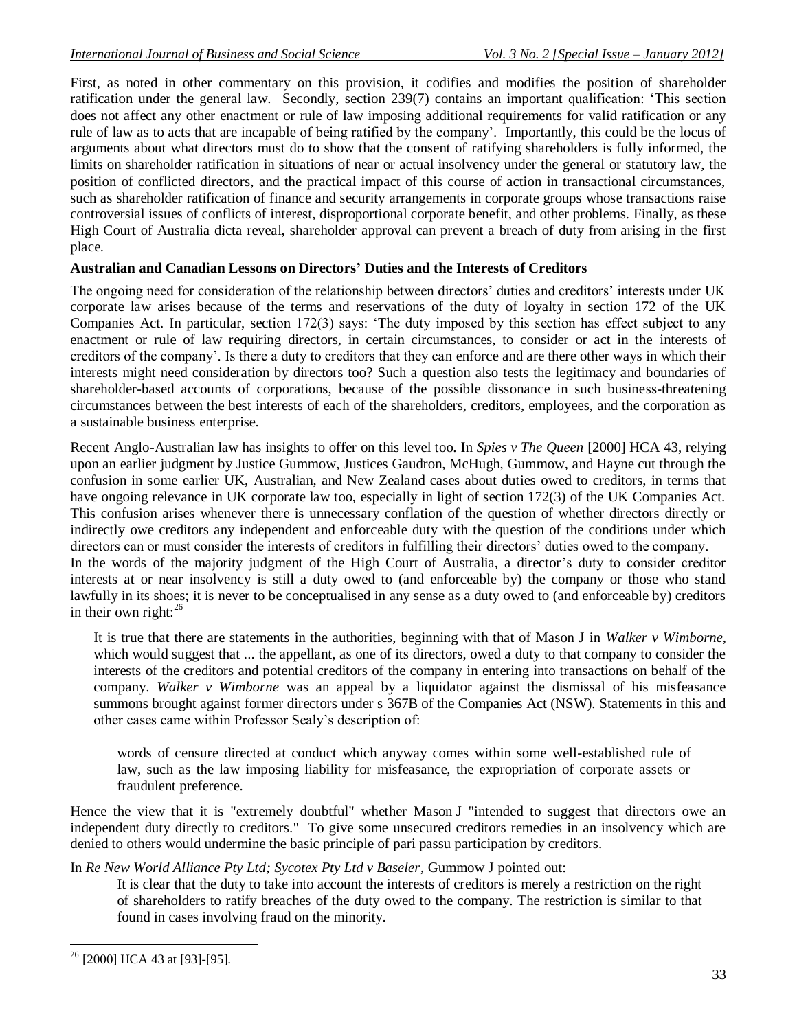First, as noted in other commentary on this provision, it codifies and modifies the position of shareholder ratification under the general law. Secondly, section 239(7) contains an important qualification: 'This section does not affect any other enactment or rule of law imposing additional requirements for valid ratification or any rule of law as to acts that are incapable of being ratified by the company'. Importantly, this could be the locus of arguments about what directors must do to show that the consent of ratifying shareholders is fully informed, the limits on shareholder ratification in situations of near or actual insolvency under the general or statutory law, the position of conflicted directors, and the practical impact of this course of action in transactional circumstances, such as shareholder ratification of finance and security arrangements in corporate groups whose transactions raise controversial issues of conflicts of interest, disproportional corporate benefit, and other problems. Finally, as these High Court of Australia dicta reveal, shareholder approval can prevent a breach of duty from arising in the first place.

**Australian and Canadian Lessons on Directors' Duties and the Interests of Creditors**

The ongoing need for consideration of the relationship between directors' duties and creditors' interests under UK corporate law arises because of the terms and reservations of the duty of loyalty in section 172 of the UK Companies Act. In particular, section 172(3) says: 'The duty imposed by this section has effect subject to any enactment or rule of law requiring directors, in certain circumstances, to consider or act in the interests of creditors of the company'. Is there a duty to creditors that they can enforce and are there other ways in which their interests might need consideration by directors too? Such a question also tests the legitimacy and boundaries of shareholder-based accounts of corporations, because of the possible dissonance in such business-threatening circumstances between the best interests of each of the shareholders, creditors, employees, and the corporation as a sustainable business enterprise.

Recent Anglo-Australian law has insights to offer on this level too. In *Spies v The Queen* [2000] HCA 43, relying upon an earlier judgment by Justice Gummow, Justices Gaudron, McHugh, Gummow, and Hayne cut through the confusion in some earlier UK, Australian, and New Zealand cases about duties owed to creditors, in terms that have ongoing relevance in UK corporate law too, especially in light of section 172(3) of the UK Companies Act. This confusion arises whenever there is unnecessary conflation of the question of whether directors directly or indirectly owe creditors any independent and enforceable duty with the question of the conditions under which directors can or must consider the interests of creditors in fulfilling their directors' duties owed to the company.

In the words of the majority judgment of the High Court of Australia, a director's duty to consider creditor interests at or near insolvency is still a duty owed to (and enforceable by) the company or those who stand lawfully in its shoes; it is never to be conceptualised in any sense as a duty owed to (and enforceable by) creditors in their own right:[26]

> It is true that there are statements in the authorities, beginning with that of Mason J in *Walker v Wimborne*, which would suggest that ... the appellant, as one of its directors, owed a duty to that company to consider the interests of the creditors and potential creditors of the company in entering into transactions on behalf of the company. *Walker v Wimborne* was an appeal by a liquidator against the dismissal of his misfeasance summons brought against former directors under s 367B of the Companies Act (NSW). Statements in this and other cases came within Professor Sealy's description of:
>
> > words of censure directed at conduct which anyway comes within some well-established rule of law, such as the law imposing liability for misfeasance, the expropriation of corporate assets or fraudulent preference.

Hence the view that it is "extremely doubtful" whether Mason J "intended to suggest that directors owe an independent duty directly to creditors." To give some unsecured creditors remedies in an insolvency which are denied to others would undermine the basic principle of pari passu participation by creditors.

In *Re New World Alliance Pty Ltd; Sycotex Pty Ltd v Baseler*, Gummow J pointed out:

> It is clear that the duty to take into account the interests of creditors is merely a restriction on the right of shareholders to ratify breaches of the duty owed to the company. The restriction is similar to that found in cases involving fraud on the minority.

---

[26] [2000] HCA 43 at [93]-[95].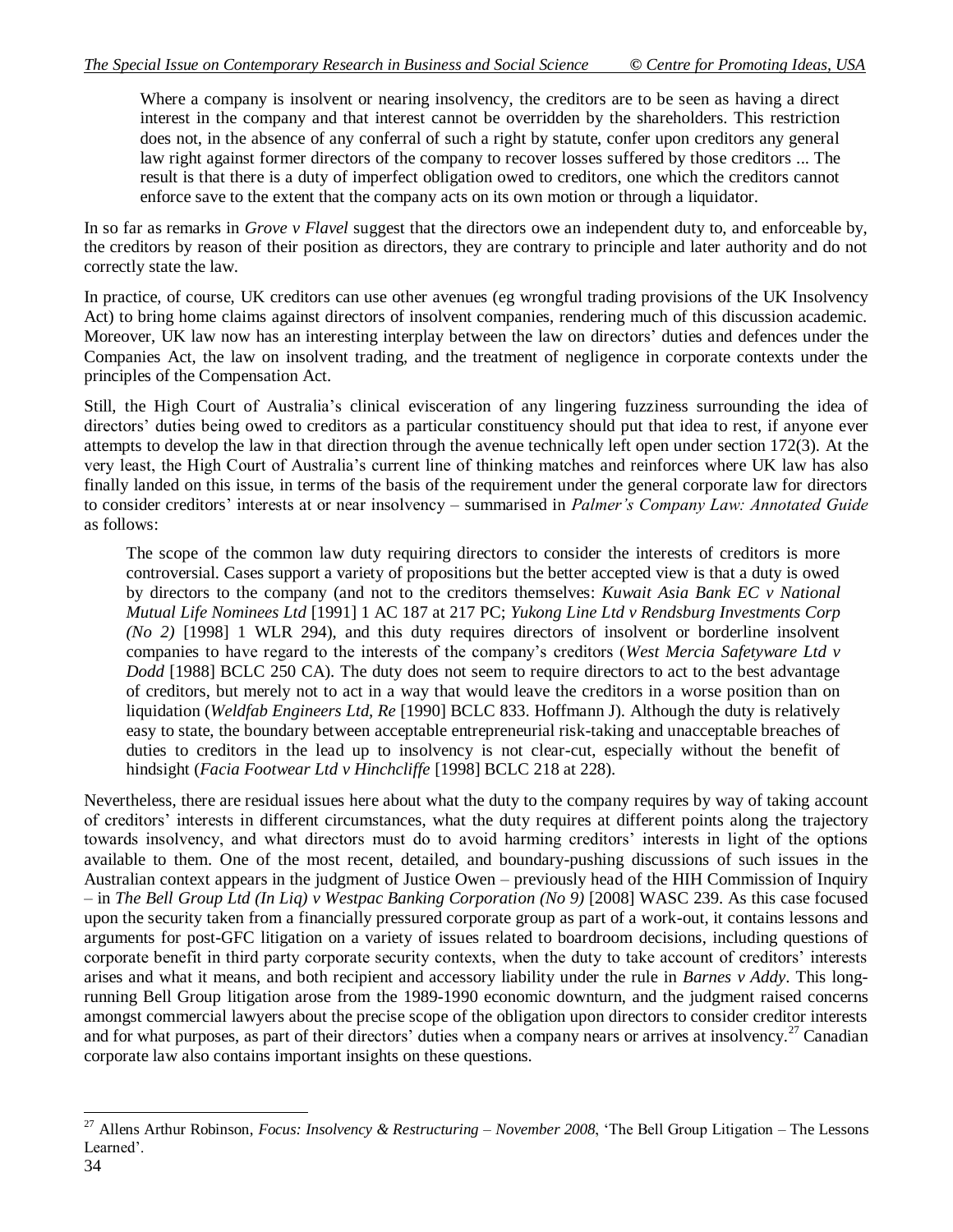> Where a company is insolvent or nearing insolvency, the creditors are to be seen as having a direct interest in the company and that interest cannot be overridden by the shareholders. This restriction does not, in the absence of any conferral of such a right by statute, confer upon creditors any general law right against former directors of the company to recover losses suffered by those creditors ... The result is that there is a duty of imperfect obligation owed to creditors, one which the creditors cannot enforce save to the extent that the company acts on its own motion or through a liquidator.

In so far as remarks in *Grove v Flavel* suggest that the directors owe an independent duty to, and enforceable by, the creditors by reason of their position as directors, they are contrary to principle and later authority and do not correctly state the law.

In practice, of course, UK creditors can use other avenues (eg wrongful trading provisions of the UK Insolvency Act) to bring home claims against directors of insolvent companies, rendering much of this discussion academic. Moreover, UK law now has an interesting interplay between the law on directors' duties and defences under the Companies Act, the law on insolvent trading, and the treatment of negligence in corporate contexts under the principles of the Compensation Act.

Still, the High Court of Australia's clinical evisceration of any lingering fuzziness surrounding the idea of directors' duties being owed to creditors as a particular constituency should put that idea to rest, if anyone ever attempts to develop the law in that direction through the avenue technically left open under section 172(3). At the very least, the High Court of Australia's current line of thinking matches and reinforces where UK law has also finally landed on this issue, in terms of the basis of the requirement under the general corporate law for directors to consider creditors' interests at or near insolvency – summarised in *Palmer's Company Law: Annotated Guide* as follows:

> The scope of the common law duty requiring directors to consider the interests of creditors is more controversial. Cases support a variety of propositions but the better accepted view is that a duty is owed by directors to the company (and not to the creditors themselves: *Kuwait Asia Bank EC v National Mutual Life Nominees Ltd* [1991] 1 AC 187 at 217 PC; *Yukong Line Ltd v Rendsburg Investments Corp (No 2)* [1998] 1 WLR 294), and this duty requires directors of insolvent or borderline insolvent companies to have regard to the interests of the company's creditors (*West Mercia Safetyware Ltd v Dodd* [1988] BCLC 250 CA). The duty does not seem to require directors to act to the best advantage of creditors, but merely not to act in a way that would leave the creditors in a worse position than on liquidation (*Weldfab Engineers Ltd, Re* [1990] BCLC 833. Hoffmann J). Although the duty is relatively easy to state, the boundary between acceptable entrepreneurial risk-taking and unacceptable breaches of duties to creditors in the lead up to insolvency is not clear-cut, especially without the benefit of hindsight (*Facia Footwear Ltd v Hinchcliffe* [1998] BCLC 218 at 228).

Nevertheless, there are residual issues here about what the duty to the company requires by way of taking account of creditors' interests in different circumstances, what the duty requires at different points along the trajectory towards insolvency, and what directors must do to avoid harming creditors' interests in light of the options available to them. One of the most recent, detailed, and boundary-pushing discussions of such issues in the Australian context appears in the judgment of Justice Owen – previously head of the HIH Commission of Inquiry – in *The Bell Group Ltd (In Liq) v Westpac Banking Corporation (No 9)* [2008] WASC 239. As this case focused upon the security taken from a financially pressured corporate group as part of a work-out, it contains lessons and arguments for post-GFC litigation on a variety of issues related to boardroom decisions, including questions of corporate benefit in third party corporate security contexts, when the duty to take account of creditors' interests arises and what it means, and both recipient and accessory liability under the rule in *Barnes v Addy*. This long-running Bell Group litigation arose from the 1989-1990 economic downturn, and the judgment raised concerns amongst commercial lawyers about the precise scope of the obligation upon directors to consider creditor interests and for what purposes, as part of their directors' duties when a company nears or arrives at insolvency.[27] Canadian corporate law also contains important insights on these questions.

---

[27] Allens Arthur Robinson, *Focus: Insolvency & Restructuring – November 2008*, 'The Bell Group Litigation – The Lessons Learned'.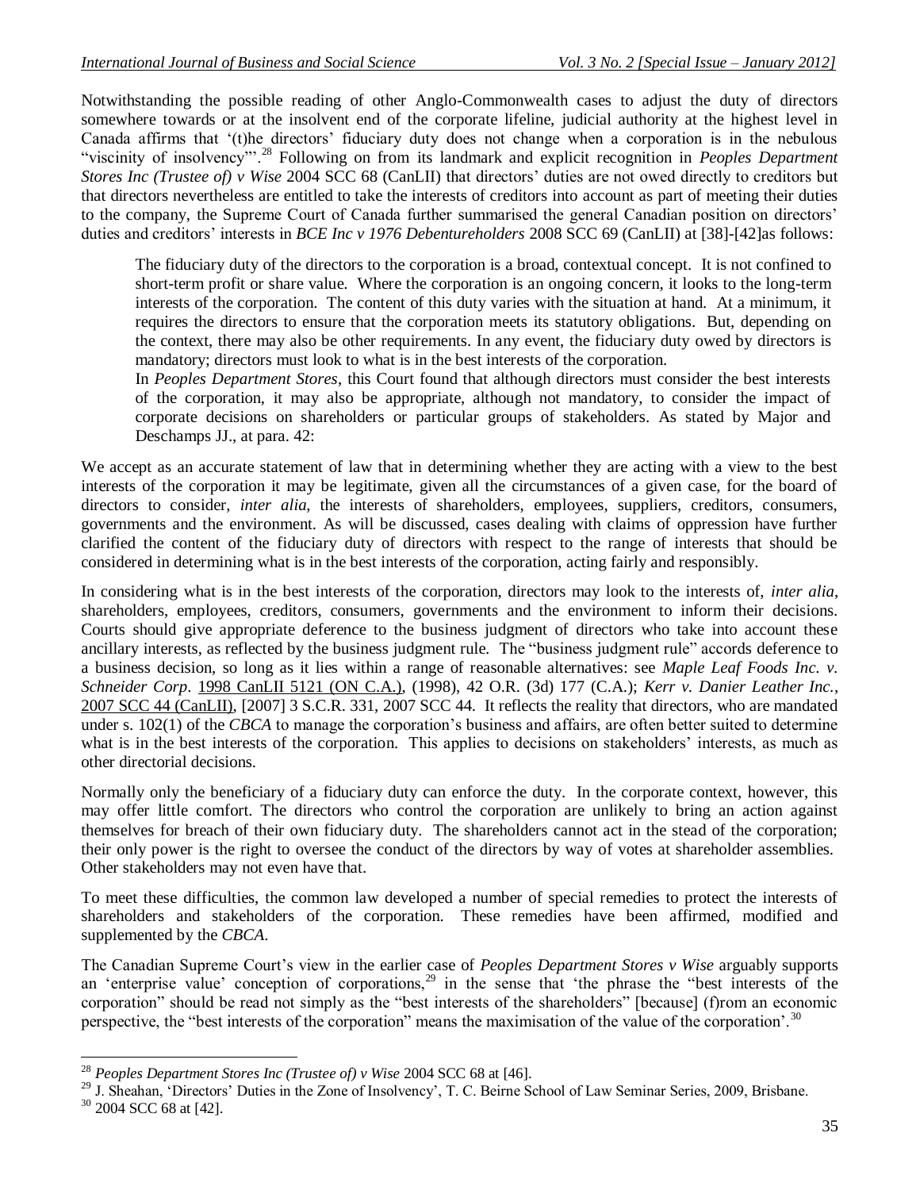Notwithstanding the possible reading of other Anglo-Commonwealth cases to adjust the duty of directors somewhere towards or at the insolvent end of the corporate lifeline, judicial authority at the highest level in Canada affirms that '(t)he directors' fiduciary duty does not change when a corporation is in the nebulous "viscinity of insolvency"'.[28] Following on from its landmark and explicit recognition in *Peoples Department Stores Inc (Trustee of) v Wise* 2004 SCC 68 (CanLII) that directors' duties are not owed directly to creditors but that directors nevertheless are entitled to take the interests of creditors into account as part of meeting their duties to the company, the Supreme Court of Canada further summarised the general Canadian position on directors' duties and creditors' interests in *BCE Inc v 1976 Debentureholders* 2008 SCC 69 (CanLII) at [38]-[42]as follows:

> The fiduciary duty of the directors to the corporation is a broad, contextual concept. It is not confined to short-term profit or share value. Where the corporation is an ongoing concern, it looks to the long-term interests of the corporation. The content of this duty varies with the situation at hand. At a minimum, it requires the directors to ensure that the corporation meets its statutory obligations. But, depending on the context, there may also be other requirements. In any event, the fiduciary duty owed by directors is mandatory; directors must look to what is in the best interests of the corporation.
>
> In *Peoples Department Stores*, this Court found that although directors must consider the best interests of the corporation, it may also be appropriate, although not mandatory, to consider the impact of corporate decisions on shareholders or particular groups of stakeholders. As stated by Major and Deschamps JJ., at para. 42:

We accept as an accurate statement of law that in determining whether they are acting with a view to the best interests of the corporation it may be legitimate, given all the circumstances of a given case, for the board of directors to consider, *inter alia*, the interests of shareholders, employees, suppliers, creditors, consumers, governments and the environment. As will be discussed, cases dealing with claims of oppression have further clarified the content of the fiduciary duty of directors with respect to the range of interests that should be considered in determining what is in the best interests of the corporation, acting fairly and responsibly.

In considering what is in the best interests of the corporation, directors may look to the interests of, *inter alia*, shareholders, employees, creditors, consumers, governments and the environment to inform their decisions. Courts should give appropriate deference to the business judgment of directors who take into account these ancillary interests, as reflected by the business judgment rule. The "business judgment rule" accords deference to a business decision, so long as it lies within a range of reasonable alternatives: see *Maple Leaf Foods Inc. v. Schneider Corp*. 1998 CanLII 5121 (ON C.A.), (1998), 42 O.R. (3d) 177 (C.A.); *Kerr v. Danier Leather Inc.*, 2007 SCC 44 (CanLII), [2007] 3 S.C.R. 331, 2007 SCC 44. It reflects the reality that directors, who are mandated under s. 102(1) of the *CBCA* to manage the corporation's business and affairs, are often better suited to determine what is in the best interests of the corporation. This applies to decisions on stakeholders' interests, as much as other directorial decisions.

Normally only the beneficiary of a fiduciary duty can enforce the duty. In the corporate context, however, this may offer little comfort. The directors who control the corporation are unlikely to bring an action against themselves for breach of their own fiduciary duty. The shareholders cannot act in the stead of the corporation; their only power is the right to oversee the conduct of the directors by way of votes at shareholder assemblies. Other stakeholders may not even have that.

To meet these difficulties, the common law developed a number of special remedies to protect the interests of shareholders and stakeholders of the corporation. These remedies have been affirmed, modified and supplemented by the *CBCA*.

The Canadian Supreme Court's view in the earlier case of *Peoples Department Stores v Wise* arguably supports an 'enterprise value' conception of corporations,[29] in the sense that 'the phrase the "best interests of the corporation" should be read not simply as the "best interests of the shareholders" [because] (f)rom an economic perspective, the "best interests of the corporation" means the maximisation of the value of the corporation'.[30]

---

[28] *Peoples Department Stores Inc (Trustee of) v Wise* 2004 SCC 68 at [46].

[29] J. Sheahan, 'Directors' Duties in the Zone of Insolvency', T. C. Beirne School of Law Seminar Series, 2009, Brisbane.

[30] 2004 SCC 68 at [42].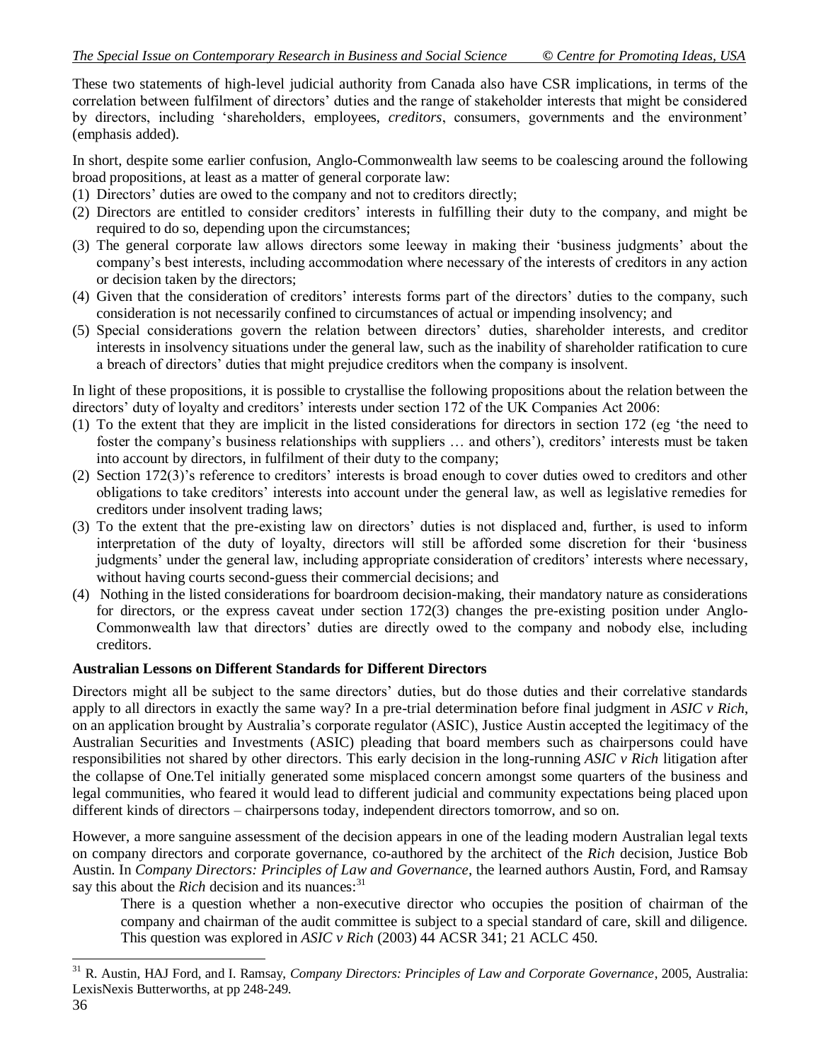These two statements of high-level judicial authority from Canada also have CSR implications, in terms of the correlation between fulfilment of directors' duties and the range of stakeholder interests that might be considered by directors, including 'shareholders, employees, *creditors*, consumers, governments and the environment' (emphasis added).

In short, despite some earlier confusion, Anglo-Commonwealth law seems to be coalescing around the following broad propositions, at least as a matter of general corporate law:

(1) Directors' duties are owed to the company and not to creditors directly;
(2) Directors are entitled to consider creditors' interests in fulfilling their duty to the company, and might be required to do so, depending upon the circumstances;
(3) The general corporate law allows directors some leeway in making their 'business judgments' about the company's best interests, including accommodation where necessary of the interests of creditors in any action or decision taken by the directors;
(4) Given that the consideration of creditors' interests forms part of the directors' duties to the company, such consideration is not necessarily confined to circumstances of actual or impending insolvency; and
(5) Special considerations govern the relation between directors' duties, shareholder interests, and creditor interests in insolvency situations under the general law, such as the inability of shareholder ratification to cure a breach of directors' duties that might prejudice creditors when the company is insolvent.

In light of these propositions, it is possible to crystallise the following propositions about the relation between the directors' duty of loyalty and creditors' interests under section 172 of the UK Companies Act 2006:

(1) To the extent that they are implicit in the listed considerations for directors in section 172 (eg 'the need to foster the company's business relationships with suppliers … and others'), creditors' interests must be taken into account by directors, in fulfilment of their duty to the company;
(2) Section 172(3)'s reference to creditors' interests is broad enough to cover duties owed to creditors and other obligations to take creditors' interests into account under the general law, as well as legislative remedies for creditors under insolvent trading laws;
(3) To the extent that the pre-existing law on directors' duties is not displaced and, further, is used to inform interpretation of the duty of loyalty, directors will still be afforded some discretion for their 'business judgments' under the general law, including appropriate consideration of creditors' interests where necessary, without having courts second-guess their commercial decisions; and
(4) Nothing in the listed considerations for boardroom decision-making, their mandatory nature as considerations for directors, or the express caveat under section 172(3) changes the pre-existing position under Anglo-Commonwealth law that directors' duties are directly owed to the company and nobody else, including creditors.

**Australian Lessons on Different Standards for Different Directors**

Directors might all be subject to the same directors' duties, but do those duties and their correlative standards apply to all directors in exactly the same way? In a pre-trial determination before final judgment in *ASIC v Rich*, on an application brought by Australia's corporate regulator (ASIC), Justice Austin accepted the legitimacy of the Australian Securities and Investments (ASIC) pleading that board members such as chairpersons could have responsibilities not shared by other directors. This early decision in the long-running *ASIC v Rich* litigation after the collapse of One.Tel initially generated some misplaced concern amongst some quarters of the business and legal communities, who feared it would lead to different judicial and community expectations being placed upon different kinds of directors – chairpersons today, independent directors tomorrow, and so on.

However, a more sanguine assessment of the decision appears in one of the leading modern Australian legal texts on company directors and corporate governance, co-authored by the architect of the *Rich* decision, Justice Bob Austin. In *Company Directors: Principles of Law and Governance*, the learned authors Austin, Ford, and Ramsay say this about the *Rich* decision and its nuances:[31]

> There is a question whether a non-executive director who occupies the position of chairman of the company and chairman of the audit committee is subject to a special standard of care, skill and diligence. This question was explored in *ASIC v Rich* (2003) 44 ACSR 341; 21 ACLC 450.

---

[31] R. Austin, HAJ Ford, and I. Ramsay, *Company Directors: Principles of Law and Corporate Governance*, 2005, Australia: LexisNexis Butterworths, at pp 248-249.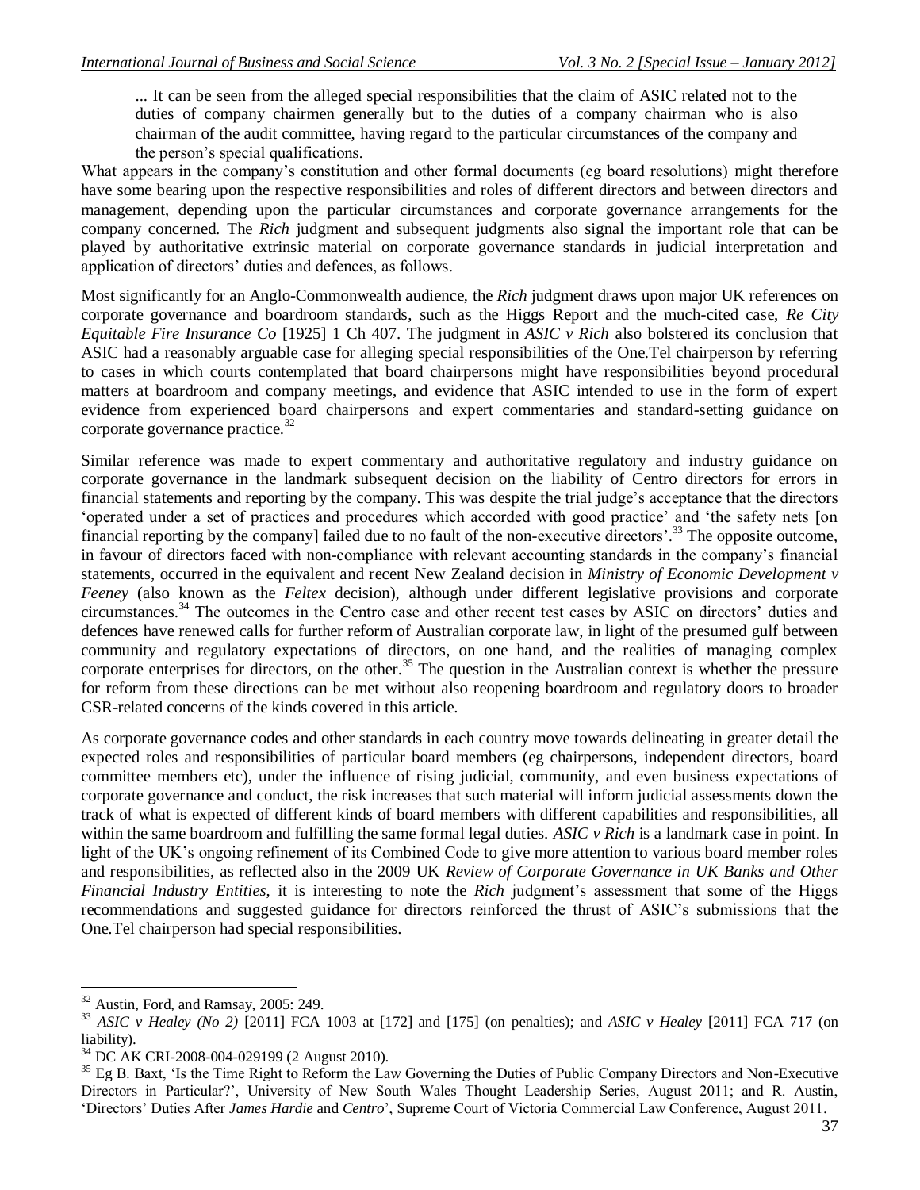> ... It can be seen from the alleged special responsibilities that the claim of ASIC related not to the duties of company chairmen generally but to the duties of a company chairman who is also chairman of the audit committee, having regard to the particular circumstances of the company and the person's special qualifications.

What appears in the company's constitution and other formal documents (eg board resolutions) might therefore have some bearing upon the respective responsibilities and roles of different directors and between directors and management, depending upon the particular circumstances and corporate governance arrangements for the company concerned. The *Rich* judgment and subsequent judgments also signal the important role that can be played by authoritative extrinsic material on corporate governance standards in judicial interpretation and application of directors' duties and defences, as follows.

Most significantly for an Anglo-Commonwealth audience, the *Rich* judgment draws upon major UK references on corporate governance and boardroom standards, such as the Higgs Report and the much-cited case, *Re City Equitable Fire Insurance Co* [1925] 1 Ch 407. The judgment in *ASIC v Rich* also bolstered its conclusion that ASIC had a reasonably arguable case for alleging special responsibilities of the One.Tel chairperson by referring to cases in which courts contemplated that board chairpersons might have responsibilities beyond procedural matters at boardroom and company meetings, and evidence that ASIC intended to use in the form of expert evidence from experienced board chairpersons and expert commentaries and standard-setting guidance on corporate governance practice.[32]

Similar reference was made to expert commentary and authoritative regulatory and industry guidance on corporate governance in the landmark subsequent decision on the liability of Centro directors for errors in financial statements and reporting by the company. This was despite the trial judge's acceptance that the directors 'operated under a set of practices and procedures which accorded with good practice' and 'the safety nets [on financial reporting by the company] failed due to no fault of the non-executive directors'.[33] The opposite outcome, in favour of directors faced with non-compliance with relevant accounting standards in the company's financial statements, occurred in the equivalent and recent New Zealand decision in *Ministry of Economic Development v Feeney* (also known as the *Feltex* decision), although under different legislative provisions and corporate circumstances.[34] The outcomes in the Centro case and other recent test cases by ASIC on directors' duties and defences have renewed calls for further reform of Australian corporate law, in light of the presumed gulf between community and regulatory expectations of directors, on one hand, and the realities of managing complex corporate enterprises for directors, on the other.[35] The question in the Australian context is whether the pressure for reform from these directions can be met without also reopening boardroom and regulatory doors to broader CSR-related concerns of the kinds covered in this article.

As corporate governance codes and other standards in each country move towards delineating in greater detail the expected roles and responsibilities of particular board members (eg chairpersons, independent directors, board committee members etc), under the influence of rising judicial, community, and even business expectations of corporate governance and conduct, the risk increases that such material will inform judicial assessments down the track of what is expected of different kinds of board members with different capabilities and responsibilities, all within the same boardroom and fulfilling the same formal legal duties. *ASIC v Rich* is a landmark case in point. In light of the UK's ongoing refinement of its Combined Code to give more attention to various board member roles and responsibilities, as reflected also in the 2009 UK *Review of Corporate Governance in UK Banks and Other Financial Industry Entities*, it is interesting to note the *Rich* judgment's assessment that some of the Higgs recommendations and suggested guidance for directors reinforced the thrust of ASIC's submissions that the One.Tel chairperson had special responsibilities.

---

[32] Austin, Ford, and Ramsay, 2005: 249.

[33] *ASIC v Healey (No 2)* [2011] FCA 1003 at [172] and [175] (on penalties); and *ASIC v Healey* [2011] FCA 717 (on liability).

[34] DC AK CRI-2008-004-029199 (2 August 2010).

[35] Eg B. Baxt, 'Is the Time Right to Reform the Law Governing the Duties of Public Company Directors and Non-Executive Directors in Particular?', University of New South Wales Thought Leadership Series, August 2011; and R. Austin, 'Directors' Duties After *James Hardie* and *Centro*', Supreme Court of Victoria Commercial Law Conference, August 2011.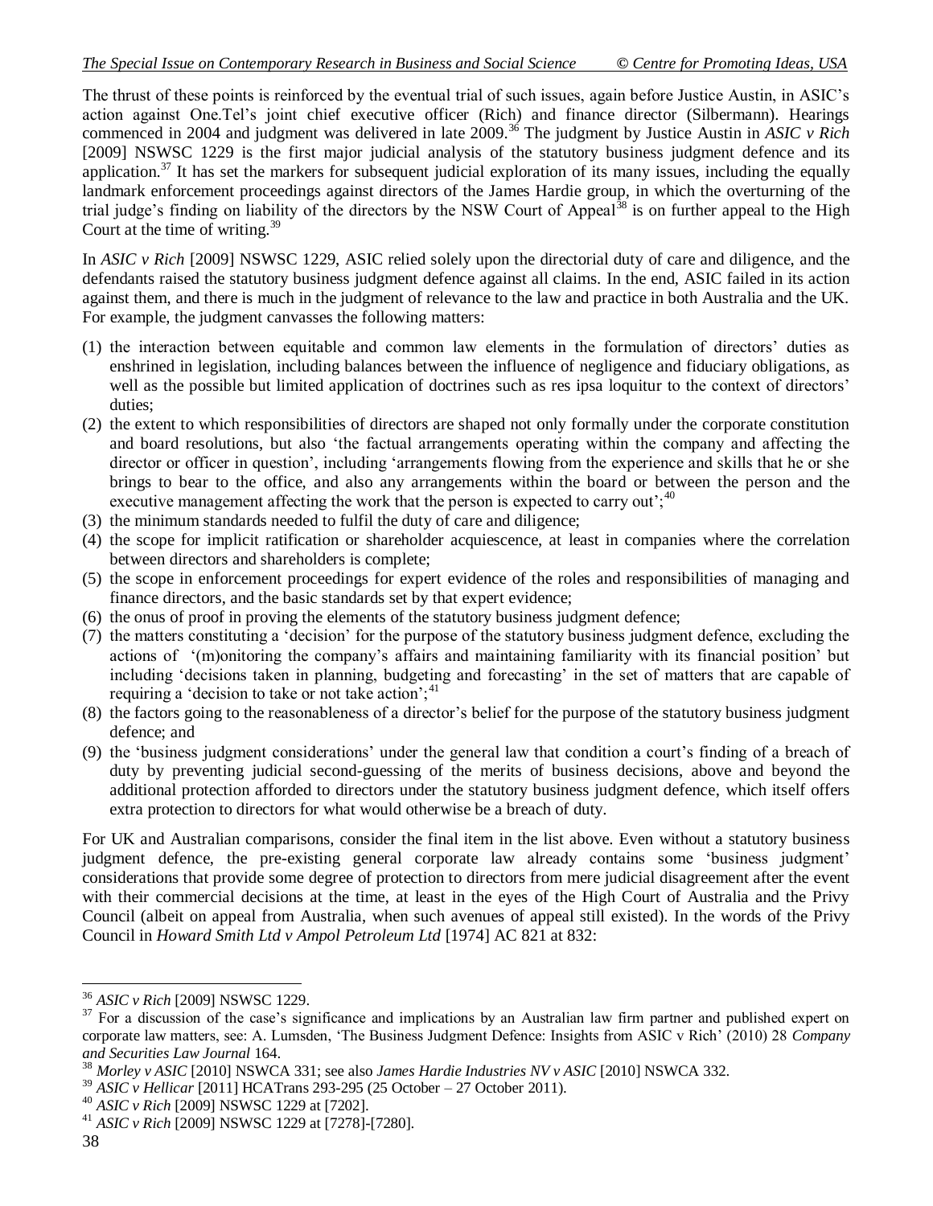The thrust of these points is reinforced by the eventual trial of such issues, again before Justice Austin, in ASIC's action against One.Tel's joint chief executive officer (Rich) and finance director (Silbermann). Hearings commenced in 2004 and judgment was delivered in late 2009.[36] The judgment by Justice Austin in *ASIC v Rich* [2009] NSWSC 1229 is the first major judicial analysis of the statutory business judgment defence and its application.[37] It has set the markers for subsequent judicial exploration of its many issues, including the equally landmark enforcement proceedings against directors of the James Hardie group, in which the overturning of the trial judge's finding on liability of the directors by the NSW Court of Appeal[38] is on further appeal to the High Court at the time of writing.[39]

In *ASIC v Rich* [2009] NSWSC 1229, ASIC relied solely upon the directorial duty of care and diligence, and the defendants raised the statutory business judgment defence against all claims. In the end, ASIC failed in its action against them, and there is much in the judgment of relevance to the law and practice in both Australia and the UK. For example, the judgment canvasses the following matters:

(1) the interaction between equitable and common law elements in the formulation of directors' duties as enshrined in legislation, including balances between the influence of negligence and fiduciary obligations, as well as the possible but limited application of doctrines such as res ipsa loquitur to the context of directors' duties;
(2) the extent to which responsibilities of directors are shaped not only formally under the corporate constitution and board resolutions, but also 'the factual arrangements operating within the company and affecting the director or officer in question', including 'arrangements flowing from the experience and skills that he or she brings to bear to the office, and also any arrangements within the board or between the person and the executive management affecting the work that the person is expected to carry out';[40]
(3) the minimum standards needed to fulfil the duty of care and diligence;
(4) the scope for implicit ratification or shareholder acquiescence, at least in companies where the correlation between directors and shareholders is complete;
(5) the scope in enforcement proceedings for expert evidence of the roles and responsibilities of managing and finance directors, and the basic standards set by that expert evidence;
(6) the onus of proof in proving the elements of the statutory business judgment defence;
(7) the matters constituting a 'decision' for the purpose of the statutory business judgment defence, excluding the actions of '(m)onitoring the company's affairs and maintaining familiarity with its financial position' but including 'decisions taken in planning, budgeting and forecasting' in the set of matters that are capable of requiring a 'decision to take or not take action';[41]
(8) the factors going to the reasonableness of a director's belief for the purpose of the statutory business judgment defence; and
(9) the 'business judgment considerations' under the general law that condition a court's finding of a breach of duty by preventing judicial second-guessing of the merits of business decisions, above and beyond the additional protection afforded to directors under the statutory business judgment defence, which itself offers extra protection to directors for what would otherwise be a breach of duty.

For UK and Australian comparisons, consider the final item in the list above. Even without a statutory business judgment defence, the pre-existing general corporate law already contains some 'business judgment' considerations that provide some degree of protection to directors from mere judicial disagreement after the event with their commercial decisions at the time, at least in the eyes of the High Court of Australia and the Privy Council (albeit on appeal from Australia, when such avenues of appeal still existed). In the words of the Privy Council in *Howard Smith Ltd v Ampol Petroleum Ltd* [1974] AC 821 at 832:

---

[36] *ASIC v Rich* [2009] NSWSC 1229.

[37] For a discussion of the case's significance and implications by an Australian law firm partner and published expert on corporate law matters, see: A. Lumsden, 'The Business Judgment Defence: Insights from ASIC v Rich' (2010) 28 *Company and Securities Law Journal* 164.

[38] *Morley v ASIC* [2010] NSWCA 331; see also *James Hardie Industries NV v ASIC* [2010] NSWCA 332.

[39] *ASIC v Hellicar* [2011] HCATrans 293-295 (25 October – 27 October 2011).

[40] *ASIC v Rich* [2009] NSWSC 1229 at [7202].

[41] *ASIC v Rich* [2009] NSWSC 1229 at [7278]-[7280].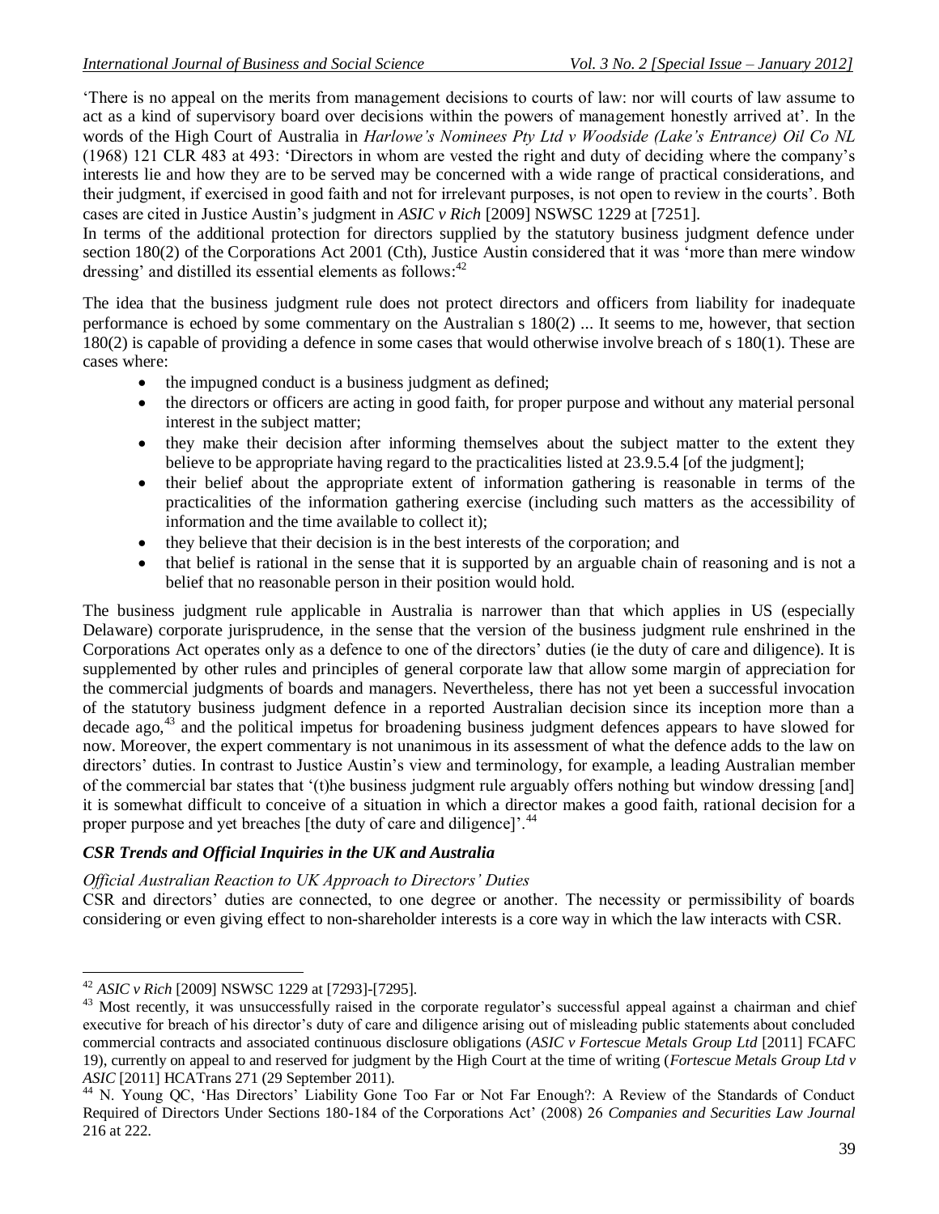'There is no appeal on the merits from management decisions to courts of law: nor will courts of law assume to act as a kind of supervisory board over decisions within the powers of management honestly arrived at'. In the words of the High Court of Australia in *Harlowe's Nominees Pty Ltd v Woodside (Lake's Entrance) Oil Co NL* (1968) 121 CLR 483 at 493: 'Directors in whom are vested the right and duty of deciding where the company's interests lie and how they are to be served may be concerned with a wide range of practical considerations, and their judgment, if exercised in good faith and not for irrelevant purposes, is not open to review in the courts'. Both cases are cited in Justice Austin's judgment in *ASIC v Rich* [2009] NSWSC 1229 at [7251].

In terms of the additional protection for directors supplied by the statutory business judgment defence under section 180(2) of the Corporations Act 2001 (Cth), Justice Austin considered that it was 'more than mere window dressing' and distilled its essential elements as follows:[42]

The idea that the business judgment rule does not protect directors and officers from liability for inadequate performance is echoed by some commentary on the Australian s 180(2) ... It seems to me, however, that section 180(2) is capable of providing a defence in some cases that would otherwise involve breach of s 180(1). These are cases where:

- the impugned conduct is a business judgment as defined;
- the directors or officers are acting in good faith, for proper purpose and without any material personal interest in the subject matter;
- they make their decision after informing themselves about the subject matter to the extent they believe to be appropriate having regard to the practicalities listed at 23.9.5.4 [of the judgment];
- their belief about the appropriate extent of information gathering is reasonable in terms of the practicalities of the information gathering exercise (including such matters as the accessibility of information and the time available to collect it);
- they believe that their decision is in the best interests of the corporation; and
- that belief is rational in the sense that it is supported by an arguable chain of reasoning and is not a belief that no reasonable person in their position would hold.

The business judgment rule applicable in Australia is narrower than that which applies in US (especially Delaware) corporate jurisprudence, in the sense that the version of the business judgment rule enshrined in the Corporations Act operates only as a defence to one of the directors' duties (ie the duty of care and diligence). It is supplemented by other rules and principles of general corporate law that allow some margin of appreciation for the commercial judgments of boards and managers. Nevertheless, there has not yet been a successful invocation of the statutory business judgment defence in a reported Australian decision since its inception more than a decade ago,[43] and the political impetus for broadening business judgment defences appears to have slowed for now. Moreover, the expert commentary is not unanimous in its assessment of what the defence adds to the law on directors' duties. In contrast to Justice Austin's view and terminology, for example, a leading Australian member of the commercial bar states that '(t)he business judgment rule arguably offers nothing but window dressing [and] it is somewhat difficult to conceive of a situation in which a director makes a good faith, rational decision for a proper purpose and yet breaches [the duty of care and diligence]'.[44]

### *CSR Trends and Official Inquiries in the UK and Australia*

#### *Official Australian Reaction to UK Approach to Directors' Duties*

CSR and directors' duties are connected, to one degree or another. The necessity or permissibility of boards considering or even giving effect to non-shareholder interests is a core way in which the law interacts with CSR.

---

[42] *ASIC v Rich* [2009] NSWSC 1229 at [7293]-[7295].

[43] Most recently, it was unsuccessfully raised in the corporate regulator's successful appeal against a chairman and chief executive for breach of his director's duty of care and diligence arising out of misleading public statements about concluded commercial contracts and associated continuous disclosure obligations (*ASIC v Fortescue Metals Group Ltd* [2011] FCAFC 19), currently on appeal to and reserved for judgment by the High Court at the time of writing (*Fortescue Metals Group Ltd v ASIC* [2011] HCATrans 271 (29 September 2011).

[44] N. Young QC, 'Has Directors' Liability Gone Too Far or Not Far Enough?: A Review of the Standards of Conduct Required of Directors Under Sections 180-184 of the Corporations Act' (2008) 26 *Companies and Securities Law Journal* 216 at 222.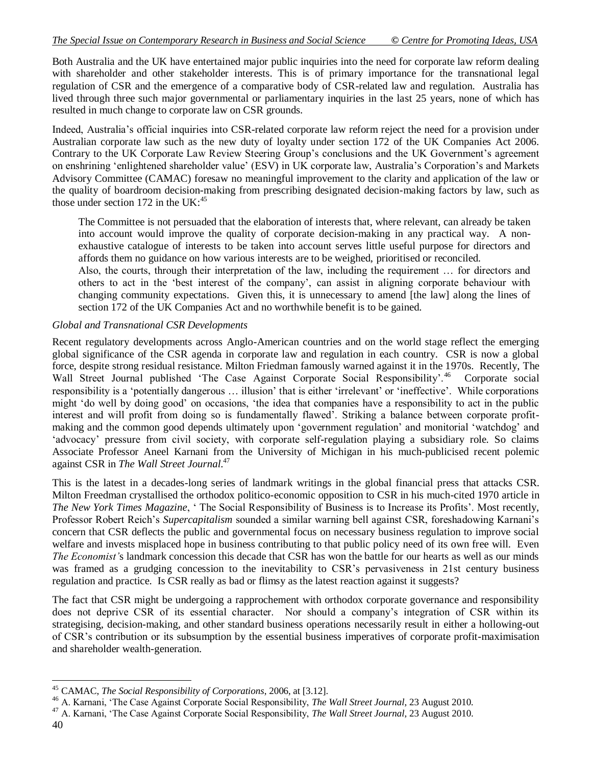Both Australia and the UK have entertained major public inquiries into the need for corporate law reform dealing with shareholder and other stakeholder interests. This is of primary importance for the transnational legal regulation of CSR and the emergence of a comparative body of CSR-related law and regulation. Australia has lived through three such major governmental or parliamentary inquiries in the last 25 years, none of which has resulted in much change to corporate law on CSR grounds.

Indeed, Australia's official inquiries into CSR-related corporate law reform reject the need for a provision under Australian corporate law such as the new duty of loyalty under section 172 of the UK Companies Act 2006. Contrary to the UK Corporate Law Review Steering Group's conclusions and the UK Government's agreement on enshrining 'enlightened shareholder value' (ESV) in UK corporate law, Australia's Corporation's and Markets Advisory Committee (CAMAC) foresaw no meaningful improvement to the clarity and application of the law or the quality of boardroom decision-making from prescribing designated decision-making factors by law, such as those under section 172 in the UK:[45]

> The Committee is not persuaded that the elaboration of interests that, where relevant, can already be taken into account would improve the quality of corporate decision-making in any practical way. A non-exhaustive catalogue of interests to be taken into account serves little useful purpose for directors and affords them no guidance on how various interests are to be weighed, prioritised or reconciled.
>
> Also, the courts, through their interpretation of the law, including the requirement … for directors and others to act in the 'best interest of the company', can assist in aligning corporate behaviour with changing community expectations. Given this, it is unnecessary to amend [the law] along the lines of section 172 of the UK Companies Act and no worthwhile benefit is to be gained.

*Global and Transnational CSR Developments*

Recent regulatory developments across Anglo-American countries and on the world stage reflect the emerging global significance of the CSR agenda in corporate law and regulation in each country. CSR is now a global force, despite strong residual resistance. Milton Friedman famously warned against it in the 1970s. Recently, The Wall Street Journal published 'The Case Against Corporate Social Responsibility'.[46] Corporate social responsibility is a 'potentially dangerous … illusion' that is either 'irrelevant' or 'ineffective'. While corporations might 'do well by doing good' on occasions, 'the idea that companies have a responsibility to act in the public interest and will profit from doing so is fundamentally flawed'. Striking a balance between corporate profit-making and the common good depends ultimately upon 'government regulation' and monitorial 'watchdog' and 'advocacy' pressure from civil society, with corporate self-regulation playing a subsidiary role. So claims Associate Professor Aneel Karnani from the University of Michigan in his much-publicised recent polemic against CSR in *The Wall Street Journal*.[47]

This is the latest in a decades-long series of landmark writings in the global financial press that attacks CSR. Milton Freedman crystallised the orthodox politico-economic opposition to CSR in his much-cited 1970 article in *The New York Times Magazine*, ' The Social Responsibility of Business is to Increase its Profits'. Most recently, Professor Robert Reich's *Supercapitalism* sounded a similar warning bell against CSR, foreshadowing Karnani's concern that CSR deflects the public and governmental focus on necessary business regulation to improve social welfare and invests misplaced hope in business contributing to that public policy need of its own free will. Even *The Economist's* landmark concession this decade that CSR has won the battle for our hearts as well as our minds was framed as a grudging concession to the inevitability to CSR's pervasiveness in 21st century business regulation and practice. Is CSR really as bad or flimsy as the latest reaction against it suggests?

The fact that CSR might be undergoing a rapprochement with orthodox corporate governance and responsibility does not deprive CSR of its essential character. Nor should a company's integration of CSR within its strategising, decision-making, and other standard business operations necessarily result in either a hollowing-out of CSR's contribution or its subsumption by the essential business imperatives of corporate profit-maximisation and shareholder wealth-generation.

---

[45] CAMAC, *The Social Responsibility of Corporations*, 2006, at [3.12].

[46] A. Karnani, 'The Case Against Corporate Social Responsibility, *The Wall Street Journal*, 23 August 2010.

[47] A. Karnani, 'The Case Against Corporate Social Responsibility, *The Wall Street Journal*, 23 August 2010.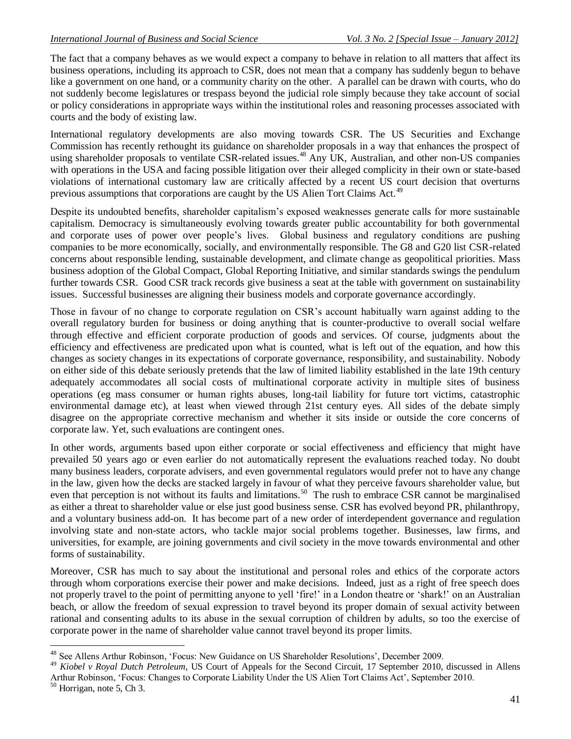The fact that a company behaves as we would expect a company to behave in relation to all matters that affect its business operations, including its approach to CSR, does not mean that a company has suddenly begun to behave like a government on one hand, or a community charity on the other. A parallel can be drawn with courts, who do not suddenly become legislatures or trespass beyond the judicial role simply because they take account of social or policy considerations in appropriate ways within the institutional roles and reasoning processes associated with courts and the body of existing law.

International regulatory developments are also moving towards CSR. The US Securities and Exchange Commission has recently rethought its guidance on shareholder proposals in a way that enhances the prospect of using shareholder proposals to ventilate CSR-related issues.[48] Any UK, Australian, and other non-US companies with operations in the USA and facing possible litigation over their alleged complicity in their own or state-based violations of international customary law are critically affected by a recent US court decision that overturns previous assumptions that corporations are caught by the US Alien Tort Claims Act.[49]

Despite its undoubted benefits, shareholder capitalism's exposed weaknesses generate calls for more sustainable capitalism. Democracy is simultaneously evolving towards greater public accountability for both governmental and corporate uses of power over people's lives. Global business and regulatory conditions are pushing companies to be more economically, socially, and environmentally responsible. The G8 and G20 list CSR-related concerns about responsible lending, sustainable development, and climate change as geopolitical priorities. Mass business adoption of the Global Compact, Global Reporting Initiative, and similar standards swings the pendulum further towards CSR. Good CSR track records give business a seat at the table with government on sustainability issues. Successful businesses are aligning their business models and corporate governance accordingly.

Those in favour of no change to corporate regulation on CSR's account habitually warn against adding to the overall regulatory burden for business or doing anything that is counter-productive to overall social welfare through effective and efficient corporate production of goods and services. Of course, judgments about the efficiency and effectiveness are predicated upon what is counted, what is left out of the equation, and how this changes as society changes in its expectations of corporate governance, responsibility, and sustainability. Nobody on either side of this debate seriously pretends that the law of limited liability established in the late 19th century adequately accommodates all social costs of multinational corporate activity in multiple sites of business operations (eg mass consumer or human rights abuses, long-tail liability for future tort victims, catastrophic environmental damage etc), at least when viewed through 21st century eyes. All sides of the debate simply disagree on the appropriate corrective mechanism and whether it sits inside or outside the core concerns of corporate law. Yet, such evaluations are contingent ones.

In other words, arguments based upon either corporate or social effectiveness and efficiency that might have prevailed 50 years ago or even earlier do not automatically represent the evaluations reached today. No doubt many business leaders, corporate advisers, and even governmental regulators would prefer not to have any change in the law, given how the decks are stacked largely in favour of what they perceive favours shareholder value, but even that perception is not without its faults and limitations.[50] The rush to embrace CSR cannot be marginalised as either a threat to shareholder value or else just good business sense. CSR has evolved beyond PR, philanthropy, and a voluntary business add-on. It has become part of a new order of interdependent governance and regulation involving state and non-state actors, who tackle major social problems together. Businesses, law firms, and universities, for example, are joining governments and civil society in the move towards environmental and other forms of sustainability.

Moreover, CSR has much to say about the institutional and personal roles and ethics of the corporate actors through whom corporations exercise their power and make decisions. Indeed, just as a right of free speech does not properly travel to the point of permitting anyone to yell 'fire!' in a London theatre or 'shark!' on an Australian beach, or allow the freedom of sexual expression to travel beyond its proper domain of sexual activity between rational and consenting adults to its abuse in the sexual corruption of children by adults, so too the exercise of corporate power in the name of shareholder value cannot travel beyond its proper limits.

---

[48] See Allens Arthur Robinson, 'Focus: New Guidance on US Shareholder Resolutions', December 2009.

[49] *Kiobel v Royal Dutch Petroleum*, US Court of Appeals for the Second Circuit, 17 September 2010, discussed in Allens Arthur Robinson, 'Focus: Changes to Corporate Liability Under the US Alien Tort Claims Act', September 2010.

[50] Horrigan, note 5, Ch 3.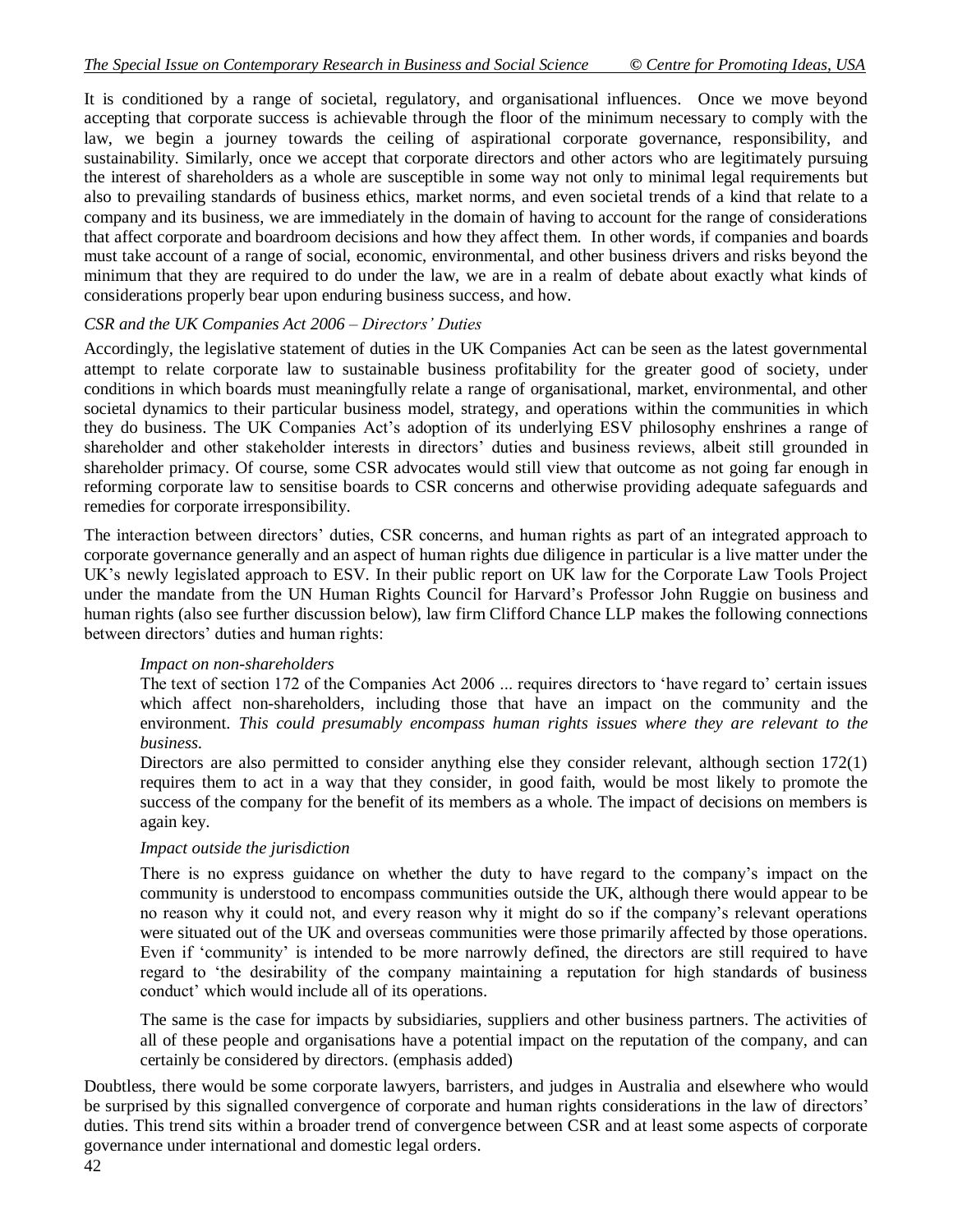It is conditioned by a range of societal, regulatory, and organisational influences. Once we move beyond accepting that corporate success is achievable through the floor of the minimum necessary to comply with the law, we begin a journey towards the ceiling of aspirational corporate governance, responsibility, and sustainability. Similarly, once we accept that corporate directors and other actors who are legitimately pursuing the interest of shareholders as a whole are susceptible in some way not only to minimal legal requirements but also to prevailing standards of business ethics, market norms, and even societal trends of a kind that relate to a company and its business, we are immediately in the domain of having to account for the range of considerations that affect corporate and boardroom decisions and how they affect them. In other words, if companies and boards must take account of a range of social, economic, environmental, and other business drivers and risks beyond the minimum that they are required to do under the law, we are in a realm of debate about exactly what kinds of considerations properly bear upon enduring business success, and how.

*CSR and the UK Companies Act 2006 – Directors' Duties*

Accordingly, the legislative statement of duties in the UK Companies Act can be seen as the latest governmental attempt to relate corporate law to sustainable business profitability for the greater good of society, under conditions in which boards must meaningfully relate a range of organisational, market, environmental, and other societal dynamics to their particular business model, strategy, and operations within the communities in which they do business. The UK Companies Act's adoption of its underlying ESV philosophy enshrines a range of shareholder and other stakeholder interests in directors' duties and business reviews, albeit still grounded in shareholder primacy. Of course, some CSR advocates would still view that outcome as not going far enough in reforming corporate law to sensitise boards to CSR concerns and otherwise providing adequate safeguards and remedies for corporate irresponsibility.

The interaction between directors' duties, CSR concerns, and human rights as part of an integrated approach to corporate governance generally and an aspect of human rights due diligence in particular is a live matter under the UK's newly legislated approach to ESV. In their public report on UK law for the Corporate Law Tools Project under the mandate from the UN Human Rights Council for Harvard's Professor John Ruggie on business and human rights (also see further discussion below), law firm Clifford Chance LLP makes the following connections between directors' duties and human rights:

> *Impact on non-shareholders*
>
> The text of section 172 of the Companies Act 2006 ... requires directors to 'have regard to' certain issues which affect non-shareholders, including those that have an impact on the community and the environment. *This could presumably encompass human rights issues where they are relevant to the business.*
>
> Directors are also permitted to consider anything else they consider relevant, although section 172(1) requires them to act in a way that they consider, in good faith, would be most likely to promote the success of the company for the benefit of its members as a whole. The impact of decisions on members is again key.
>
> *Impact outside the jurisdiction*
>
> There is no express guidance on whether the duty to have regard to the company's impact on the community is understood to encompass communities outside the UK, although there would appear to be no reason why it could not, and every reason why it might do so if the company's relevant operations were situated out of the UK and overseas communities were those primarily affected by those operations. Even if 'community' is intended to be more narrowly defined, the directors are still required to have regard to 'the desirability of the company maintaining a reputation for high standards of business conduct' which would include all of its operations.
>
> The same is the case for impacts by subsidiaries, suppliers and other business partners. The activities of all of these people and organisations have a potential impact on the reputation of the company, and can certainly be considered by directors. (emphasis added)

Doubtless, there would be some corporate lawyers, barristers, and judges in Australia and elsewhere who would be surprised by this signalled convergence of corporate and human rights considerations in the law of directors' duties. This trend sits within a broader trend of convergence between CSR and at least some aspects of corporate governance under international and domestic legal orders.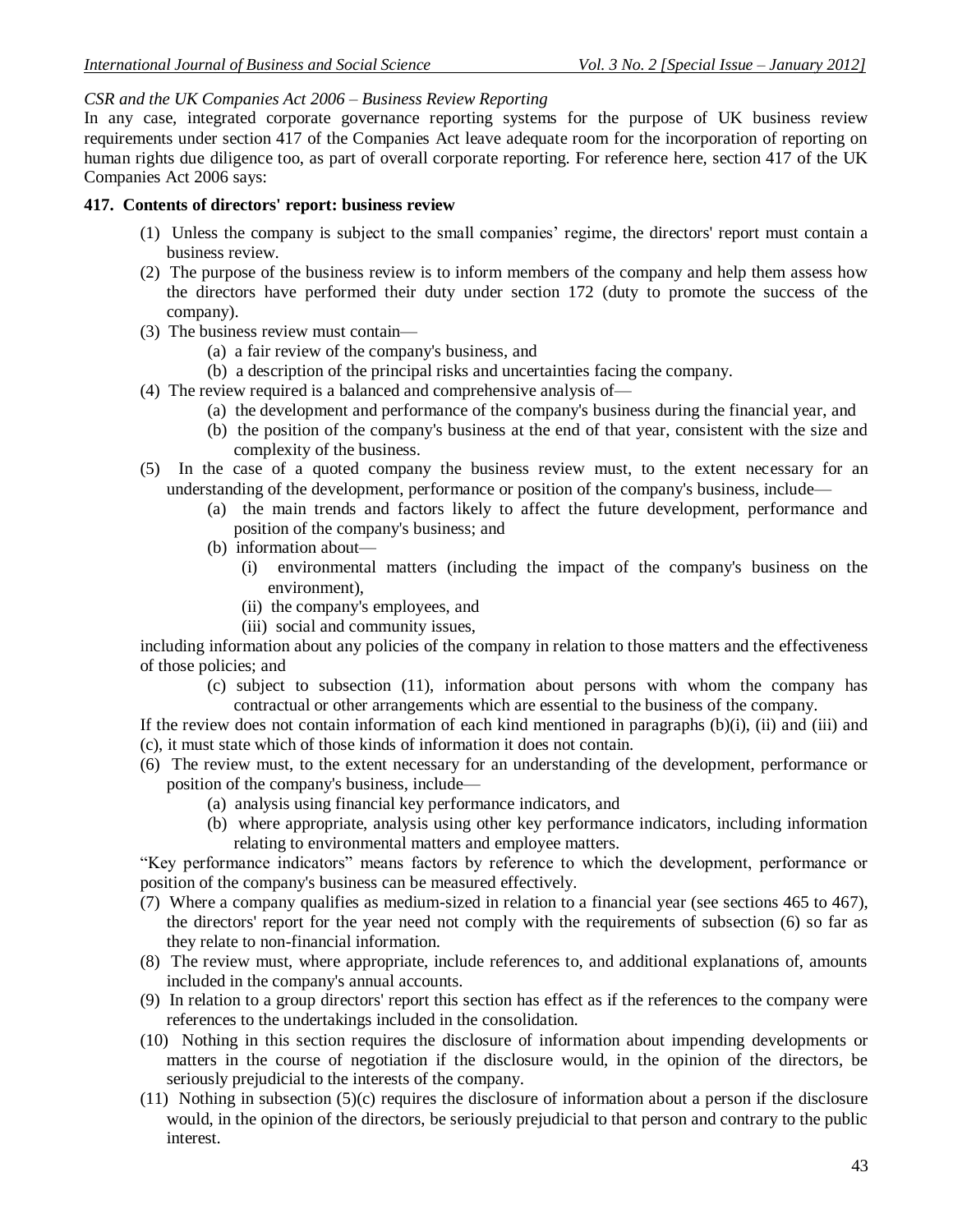*CSR and the UK Companies Act 2006 – Business Review Reporting*

In any case, integrated corporate governance reporting systems for the purpose of UK business review requirements under section 417 of the Companies Act leave adequate room for the incorporation of reporting on human rights due diligence too, as part of overall corporate reporting. For reference here, section 417 of the UK Companies Act 2006 says:

**417. Contents of directors' report: business review**

(1) Unless the company is subject to the small companies' regime, the directors' report must contain a business review.

(2) The purpose of the business review is to inform members of the company and help them assess how the directors have performed their duty under section 172 (duty to promote the success of the company).

(3) The business review must contain—

  (a) a fair review of the company's business, and

  (b) a description of the principal risks and uncertainties facing the company.

(4) The review required is a balanced and comprehensive analysis of—

  (a) the development and performance of the company's business during the financial year, and

  (b) the position of the company's business at the end of that year, consistent with the size and complexity of the business.

(5) In the case of a quoted company the business review must, to the extent necessary for an understanding of the development, performance or position of the company's business, include—

  (a) the main trends and factors likely to affect the future development, performance and position of the company's business; and

  (b) information about—

    (i) environmental matters (including the impact of the company's business on the environment),

    (ii) the company's employees, and

    (iii) social and community issues,

including information about any policies of the company in relation to those matters and the effectiveness of those policies; and

  (c) subject to subsection (11), information about persons with whom the company has contractual or other arrangements which are essential to the business of the company.

If the review does not contain information of each kind mentioned in paragraphs (b)(i), (ii) and (iii) and (c), it must state which of those kinds of information it does not contain.

(6) The review must, to the extent necessary for an understanding of the development, performance or position of the company's business, include—

  (a) analysis using financial key performance indicators, and

  (b) where appropriate, analysis using other key performance indicators, including information relating to environmental matters and employee matters.

"Key performance indicators" means factors by reference to which the development, performance or position of the company's business can be measured effectively.

(7) Where a company qualifies as medium-sized in relation to a financial year (see sections 465 to 467), the directors' report for the year need not comply with the requirements of subsection (6) so far as they relate to non-financial information.

(8) The review must, where appropriate, include references to, and additional explanations of, amounts included in the company's annual accounts.

(9) In relation to a group directors' report this section has effect as if the references to the company were references to the undertakings included in the consolidation.

(10) Nothing in this section requires the disclosure of information about impending developments or matters in the course of negotiation if the disclosure would, in the opinion of the directors, be seriously prejudicial to the interests of the company.

(11) Nothing in subsection (5)(c) requires the disclosure of information about a person if the disclosure would, in the opinion of the directors, be seriously prejudicial to that person and contrary to the public interest.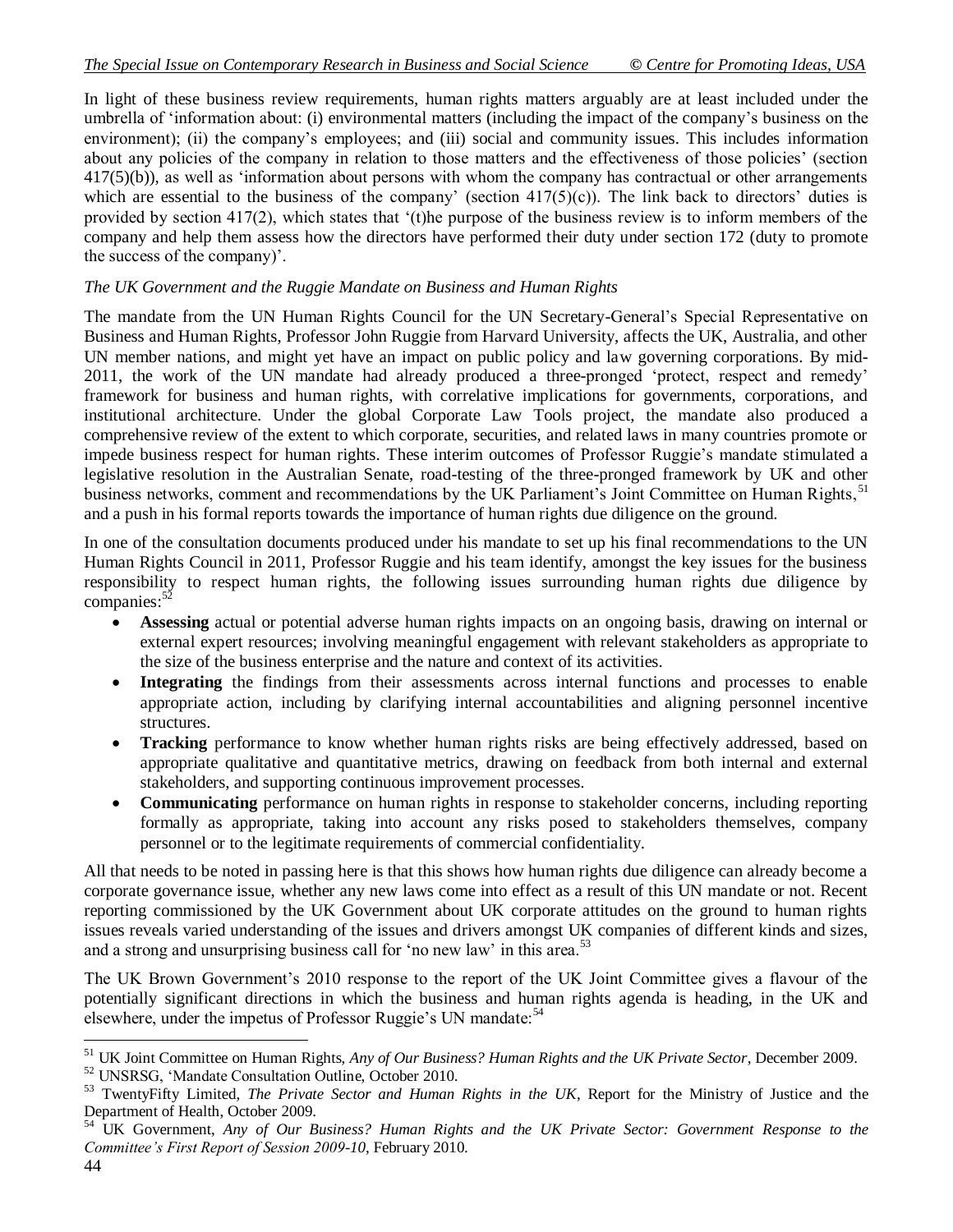In light of these business review requirements, human rights matters arguably are at least included under the umbrella of 'information about: (i) environmental matters (including the impact of the company's business on the environment); (ii) the company's employees; and (iii) social and community issues. This includes information about any policies of the company in relation to those matters and the effectiveness of those policies' (section 417(5)(b)), as well as 'information about persons with whom the company has contractual or other arrangements which are essential to the business of the company' (section 417(5)(c)). The link back to directors' duties is provided by section 417(2), which states that '(t)he purpose of the business review is to inform members of the company and help them assess how the directors have performed their duty under section 172 (duty to promote the success of the company)'.

*The UK Government and the Ruggie Mandate on Business and Human Rights*

The mandate from the UN Human Rights Council for the UN Secretary-General's Special Representative on Business and Human Rights, Professor John Ruggie from Harvard University, affects the UK, Australia, and other UN member nations, and might yet have an impact on public policy and law governing corporations. By mid-2011, the work of the UN mandate had already produced a three-pronged 'protect, respect and remedy' framework for business and human rights, with correlative implications for governments, corporations, and institutional architecture. Under the global Corporate Law Tools project, the mandate also produced a comprehensive review of the extent to which corporate, securities, and related laws in many countries promote or impede business respect for human rights. These interim outcomes of Professor Ruggie's mandate stimulated a legislative resolution in the Australian Senate, road-testing of the three-pronged framework by UK and other business networks, comment and recommendations by the UK Parliament's Joint Committee on Human Rights,[51] and a push in his formal reports towards the importance of human rights due diligence on the ground.

In one of the consultation documents produced under his mandate to set up his final recommendations to the UN Human Rights Council in 2011, Professor Ruggie and his team identify, amongst the key issues for the business responsibility to respect human rights, the following issues surrounding human rights due diligence by companies:[52]

- **Assessing** actual or potential adverse human rights impacts on an ongoing basis, drawing on internal or external expert resources; involving meaningful engagement with relevant stakeholders as appropriate to the size of the business enterprise and the nature and context of its activities.
- **Integrating** the findings from their assessments across internal functions and processes to enable appropriate action, including by clarifying internal accountabilities and aligning personnel incentive structures.
- **Tracking** performance to know whether human rights risks are being effectively addressed, based on appropriate qualitative and quantitative metrics, drawing on feedback from both internal and external stakeholders, and supporting continuous improvement processes.
- **Communicating** performance on human rights in response to stakeholder concerns, including reporting formally as appropriate, taking into account any risks posed to stakeholders themselves, company personnel or to the legitimate requirements of commercial confidentiality.

All that needs to be noted in passing here is that this shows how human rights due diligence can already become a corporate governance issue, whether any new laws come into effect as a result of this UN mandate or not. Recent reporting commissioned by the UK Government about UK corporate attitudes on the ground to human rights issues reveals varied understanding of the issues and drivers amongst UK companies of different kinds and sizes, and a strong and unsurprising business call for 'no new law' in this area.[53]

The UK Brown Government's 2010 response to the report of the UK Joint Committee gives a flavour of the potentially significant directions in which the business and human rights agenda is heading, in the UK and elsewhere, under the impetus of Professor Ruggie's UN mandate:[54]

---

[51] UK Joint Committee on Human Rights, *Any of Our Business? Human Rights and the UK Private Sector*, December 2009.

[52] UNSRSG, 'Mandate Consultation Outline, October 2010.

[53] TwentyFifty Limited, *The Private Sector and Human Rights in the UK*, Report for the Ministry of Justice and the Department of Health, October 2009.

[54] UK Government, *Any of Our Business? Human Rights and the UK Private Sector: Government Response to the Committee's First Report of Session 2009-10*, February 2010.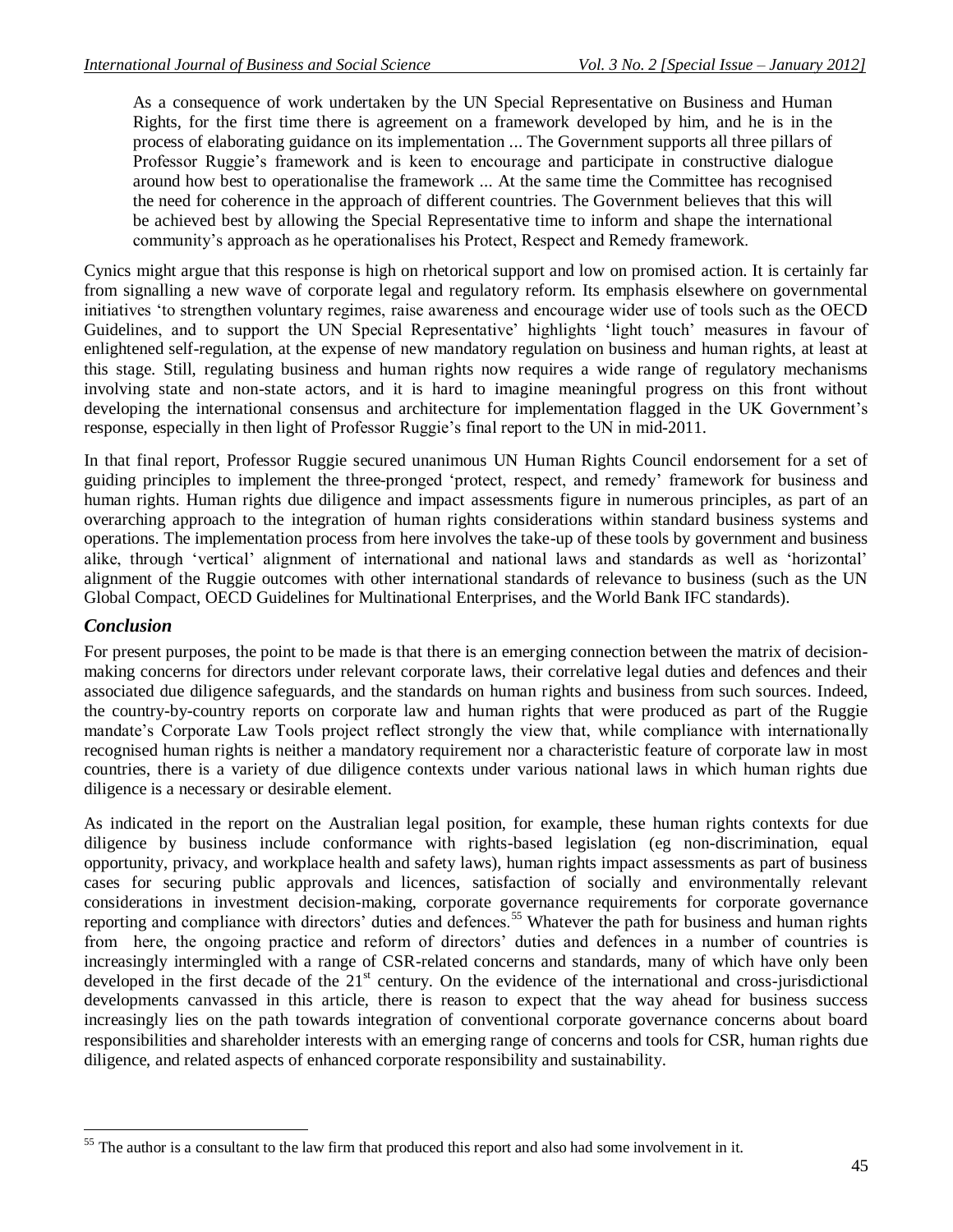> As a consequence of work undertaken by the UN Special Representative on Business and Human Rights, for the first time there is agreement on a framework developed by him, and he is in the process of elaborating guidance on its implementation ... The Government supports all three pillars of Professor Ruggie's framework and is keen to encourage and participate in constructive dialogue around how best to operationalise the framework ... At the same time the Committee has recognised the need for coherence in the approach of different countries. The Government believes that this will be achieved best by allowing the Special Representative time to inform and shape the international community's approach as he operationalises his Protect, Respect and Remedy framework.

Cynics might argue that this response is high on rhetorical support and low on promised action. It is certainly far from signalling a new wave of corporate legal and regulatory reform. Its emphasis elsewhere on governmental initiatives 'to strengthen voluntary regimes, raise awareness and encourage wider use of tools such as the OECD Guidelines, and to support the UN Special Representative' highlights 'light touch' measures in favour of enlightened self-regulation, at the expense of new mandatory regulation on business and human rights, at least at this stage. Still, regulating business and human rights now requires a wide range of regulatory mechanisms involving state and non-state actors, and it is hard to imagine meaningful progress on this front without developing the international consensus and architecture for implementation flagged in the UK Government's response, especially in then light of Professor Ruggie's final report to the UN in mid-2011.

In that final report, Professor Ruggie secured unanimous UN Human Rights Council endorsement for a set of guiding principles to implement the three-pronged 'protect, respect, and remedy' framework for business and human rights. Human rights due diligence and impact assessments figure in numerous principles, as part of an overarching approach to the integration of human rights considerations within standard business systems and operations. The implementation process from here involves the take-up of these tools by government and business alike, through 'vertical' alignment of international and national laws and standards as well as 'horizontal' alignment of the Ruggie outcomes with other international standards of relevance to business (such as the UN Global Compact, OECD Guidelines for Multinational Enterprises, and the World Bank IFC standards).

## *Conclusion*

For present purposes, the point to be made is that there is an emerging connection between the matrix of decision-making concerns for directors under relevant corporate laws, their correlative legal duties and defences and their associated due diligence safeguards, and the standards on human rights and business from such sources. Indeed, the country-by-country reports on corporate law and human rights that were produced as part of the Ruggie mandate's Corporate Law Tools project reflect strongly the view that, while compliance with internationally recognised human rights is neither a mandatory requirement nor a characteristic feature of corporate law in most countries, there is a variety of due diligence contexts under various national laws in which human rights due diligence is a necessary or desirable element.

As indicated in the report on the Australian legal position, for example, these human rights contexts for due diligence by business include conformance with rights-based legislation (eg non-discrimination, equal opportunity, privacy, and workplace health and safety laws), human rights impact assessments as part of business cases for securing public approvals and licences, satisfaction of socially and environmentally relevant considerations in investment decision-making, corporate governance requirements for corporate governance reporting and compliance with directors' duties and defences.[55] Whatever the path for business and human rights from here, the ongoing practice and reform of directors' duties and defences in a number of countries is increasingly intermingled with a range of CSR-related concerns and standards, many of which have only been developed in the first decade of the 21st century. On the evidence of the international and cross-jurisdictional developments canvassed in this article, there is reason to expect that the way ahead for business success increasingly lies on the path towards integration of conventional corporate governance concerns about board responsibilities and shareholder interests with an emerging range of concerns and tools for CSR, human rights due diligence, and related aspects of enhanced corporate responsibility and sustainability.

---

[55] The author is a consultant to the law firm that produced this report and also had some involvement in it.